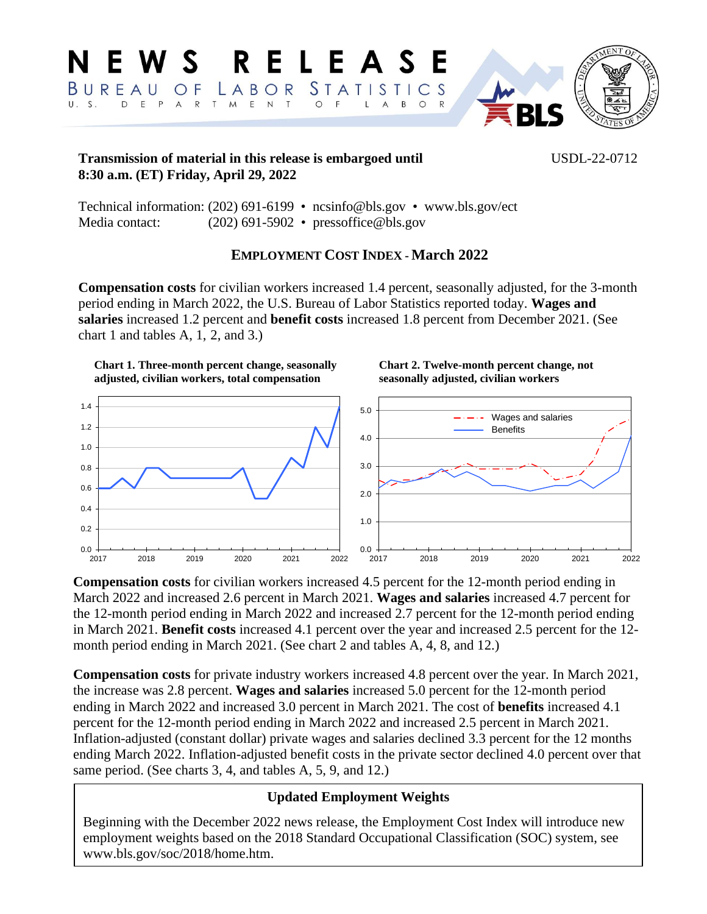# NEWS RELEASE

BUREAU OF LABOR STATISTICS

U. S. DEPARTMENT OF LABOR

**Transmission of material in this release is embargoed until 8:30 a.m. (ET) Friday, April 29, 2022**

USDL-22-0712

Technical information: (202) 691-6199 • ncsinfo@bls.gov • www.bls.gov/ect
Media contact: (202) 691-5902 • pressoffice@bls.gov

## EMPLOYMENT COST INDEX - March 2022

**Compensation costs** for civilian workers increased 1.4 percent, seasonally adjusted, for the 3-month period ending in March 2022, the U.S. Bureau of Labor Statistics reported today. **Wages and salaries** increased 1.2 percent and **benefit costs** increased 1.8 percent from December 2021. (See chart 1 and tables A, 1, 2, and 3.)

**Chart 1. Three-month percent change, seasonally adjusted, civilian workers, total compensation**

**Chart 2. Twelve-month percent change, not seasonally adjusted, civilian workers**

**Compensation costs** for civilian workers increased 4.5 percent for the 12-month period ending in March 2022 and increased 2.6 percent in March 2021. **Wages and salaries** increased 4.7 percent for the 12-month period ending in March 2022 and increased 2.7 percent for the 12-month period ending in March 2021. **Benefit costs** increased 4.1 percent over the year and increased 2.5 percent for the 12-month period ending in March 2021. (See chart 2 and tables A, 4, 8, and 12.)

**Compensation costs** for private industry workers increased 4.8 percent over the year. In March 2021, the increase was 2.8 percent. **Wages and salaries** increased 5.0 percent for the 12-month period ending in March 2022 and increased 3.0 percent in March 2021. The cost of **benefits** increased 4.1 percent for the 12-month period ending in March 2022 and increased 2.5 percent in March 2021. Inflation-adjusted (constant dollar) private wages and salaries declined 3.3 percent for the 12 months ending March 2022. Inflation-adjusted benefit costs in the private sector declined 4.0 percent over that same period. (See charts 3, 4, and tables A, 5, 9, and 12.)

### Updated Employment Weights

Beginning with the December 2022 news release, the Employment Cost Index will introduce new employment weights based on the 2018 Standard Occupational Classification (SOC) system, see www.bls.gov/soc/2018/home.htm.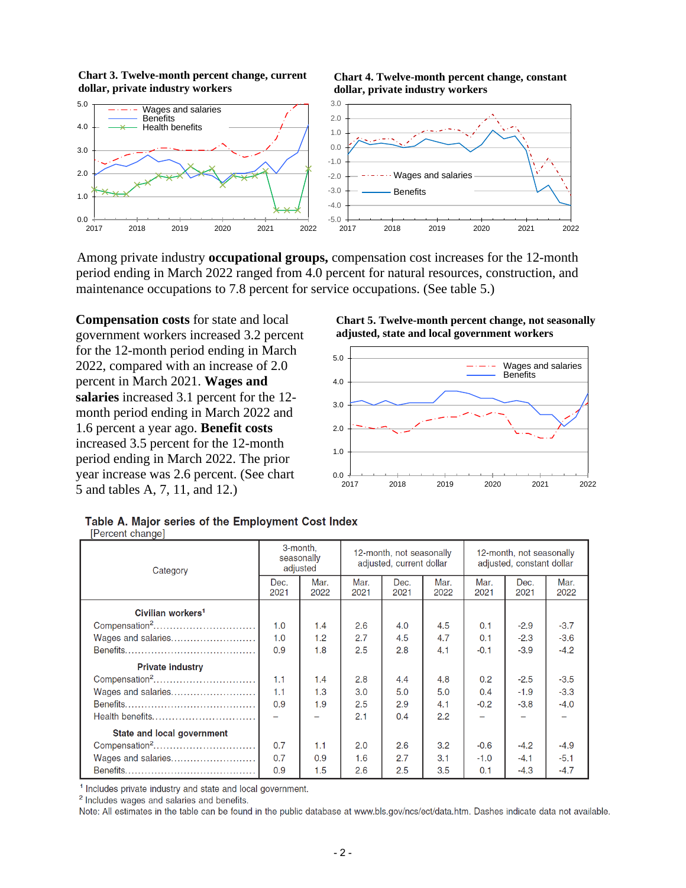**Chart 3. Twelve-month percent change, current dollar, private industry workers**

**Chart 4. Twelve-month percent change, constant dollar, private industry workers**

Among private industry **occupational groups,** compensation cost increases for the 12-month period ending in March 2022 ranged from 4.0 percent for natural resources, construction, and maintenance occupations to 7.8 percent for service occupations. (See table 5.)

**Compensation costs** for state and local government workers increased 3.2 percent for the 12-month period ending in March 2022, compared with an increase of 2.0 percent in March 2021. **Wages and salaries** increased 3.1 percent for the 12-month period ending in March 2022 and 1.6 percent a year ago. **Benefit costs** increased 3.5 percent for the 12-month period ending in March 2022. The prior year increase was 2.6 percent. (See chart 5 and tables A, 7, 11, and 12.)

**Chart 5. Twelve-month percent change, not seasonally adjusted, state and local government workers**

## Table A. Major series of the Employment Cost Index

[Percent change]

| Category | 3-month, seasonally adjusted | | 12-month, not seasonally adjusted, current dollar | | | 12-month, not seasonally adjusted, constant dollar | | |
|---|---|---|---|---|---|---|---|---|
| | Dec. 2021 | Mar. 2022 | Mar. 2021 | Dec. 2021 | Mar. 2022 | Mar. 2021 | Dec. 2021 | Mar. 2022 |
| **Civilian workers**[1] | | | | | | | | |
| Compensation[2] | 1.0 | 1.4 | 2.6 | 4.0 | 4.5 | 0.1 | -2.9 | -3.7 |
| Wages and salaries | 1.0 | 1.2 | 2.7 | 4.5 | 4.7 | 0.1 | -2.3 | -3.6 |
| Benefits | 0.9 | 1.8 | 2.5 | 2.8 | 4.1 | -0.1 | -3.9 | -4.2 |
| **Private industry** | | | | | | | | |
| Compensation[2] | 1.1 | 1.4 | 2.8 | 4.4 | 4.8 | 0.2 | -2.5 | -3.5 |
| Wages and salaries | 1.1 | 1.3 | 3.0 | 5.0 | 5.0 | 0.4 | -1.9 | -3.3 |
| Benefits | 0.9 | 1.9 | 2.5 | 2.9 | 4.1 | -0.2 | -3.8 | -4.0 |
| Health benefits | – | – | 2.1 | 0.4 | 2.2 | – | – | – |
| **State and local government** | | | | | | | | |
| Compensation[2] | 0.7 | 1.1 | 2.0 | 2.6 | 3.2 | -0.6 | -4.2 | -4.9 |
| Wages and salaries | 0.7 | 0.9 | 1.6 | 2.7 | 3.1 | -1.0 | -4.1 | -5.1 |
| Benefits | 0.9 | 1.5 | 2.6 | 2.5 | 3.5 | 0.1 | -4.3 | -4.7 |

[1] Includes private industry and state and local government.

[2] Includes wages and salaries and benefits.

Note: All estimates in the table can be found in the public database at www.bls.gov/ncs/ect/data.htm. Dashes indicate data not available.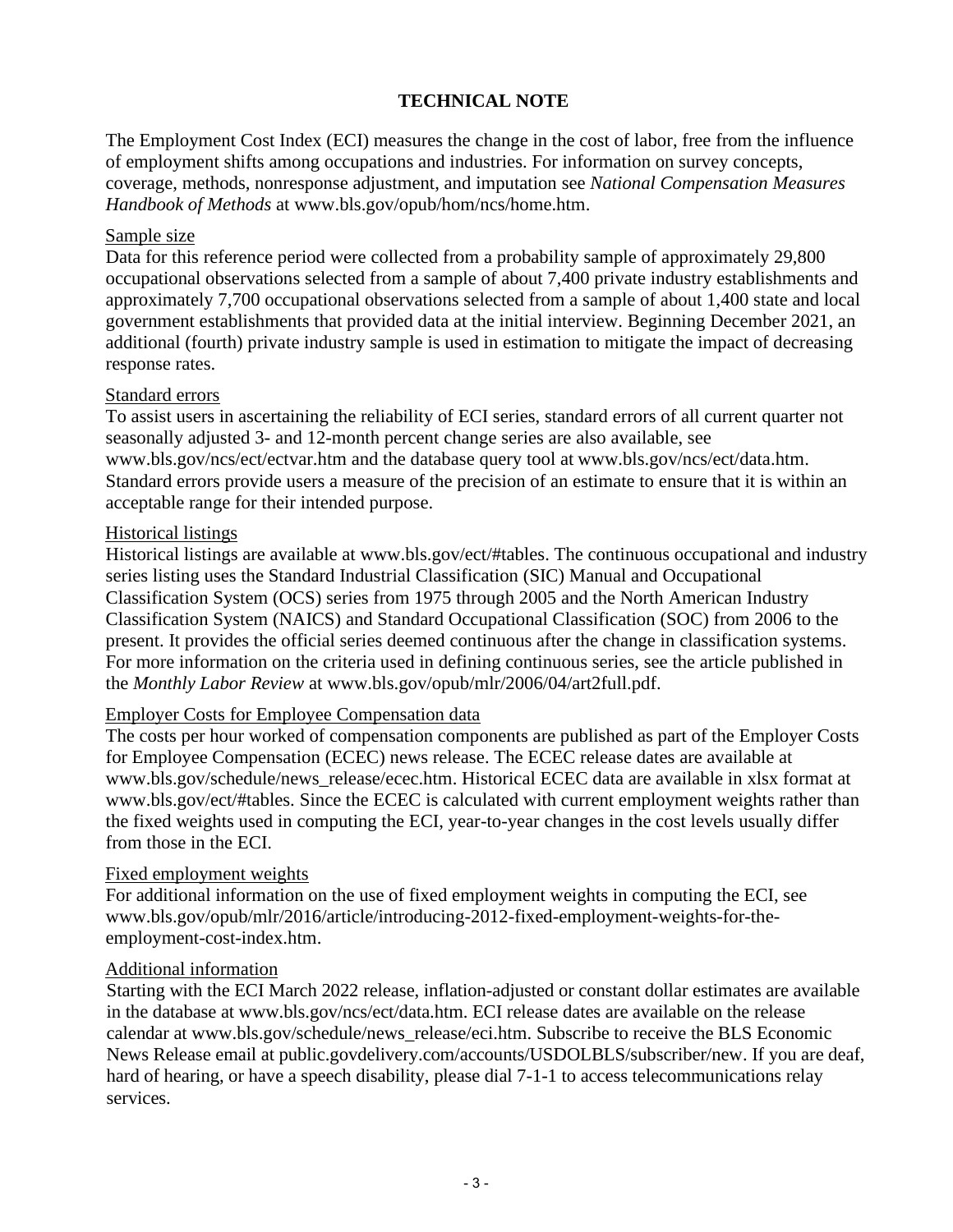# TECHNICAL NOTE

The Employment Cost Index (ECI) measures the change in the cost of labor, free from the influence of employment shifts among occupations and industries. For information on survey concepts, coverage, methods, nonresponse adjustment, and imputation see *National Compensation Measures Handbook of Methods* at www.bls.gov/opub/hom/ncs/home.htm.

## Sample size

Data for this reference period were collected from a probability sample of approximately 29,800 occupational observations selected from a sample of about 7,400 private industry establishments and approximately 7,700 occupational observations selected from a sample of about 1,400 state and local government establishments that provided data at the initial interview. Beginning December 2021, an additional (fourth) private industry sample is used in estimation to mitigate the impact of decreasing response rates.

## Standard errors

To assist users in ascertaining the reliability of ECI series, standard errors of all current quarter not seasonally adjusted 3- and 12-month percent change series are also available, see www.bls.gov/ncs/ect/ectvar.htm and the database query tool at www.bls.gov/ncs/ect/data.htm. Standard errors provide users a measure of the precision of an estimate to ensure that it is within an acceptable range for their intended purpose.

## Historical listings

Historical listings are available at www.bls.gov/ect/#tables. The continuous occupational and industry series listing uses the Standard Industrial Classification (SIC) Manual and Occupational Classification System (OCS) series from 1975 through 2005 and the North American Industry Classification System (NAICS) and Standard Occupational Classification (SOC) from 2006 to the present. It provides the official series deemed continuous after the change in classification systems. For more information on the criteria used in defining continuous series, see the article published in the *Monthly Labor Review* at www.bls.gov/opub/mlr/2006/04/art2full.pdf.

## Employer Costs for Employee Compensation data

The costs per hour worked of compensation components are published as part of the Employer Costs for Employee Compensation (ECEC) news release. The ECEC release dates are available at www.bls.gov/schedule/news_release/ecec.htm. Historical ECEC data are available in xlsx format at www.bls.gov/ect/#tables. Since the ECEC is calculated with current employment weights rather than the fixed weights used in computing the ECI, year-to-year changes in the cost levels usually differ from those in the ECI.

## Fixed employment weights

For additional information on the use of fixed employment weights in computing the ECI, see www.bls.gov/opub/mlr/2016/article/introducing-2012-fixed-employment-weights-for-the-employment-cost-index.htm.

## Additional information

Starting with the ECI March 2022 release, inflation-adjusted or constant dollar estimates are available in the database at www.bls.gov/ncs/ect/data.htm. ECI release dates are available on the release calendar at www.bls.gov/schedule/news_release/eci.htm. Subscribe to receive the BLS Economic News Release email at public.govdelivery.com/accounts/USDOLBLS/subscriber/new. If you are deaf, hard of hearing, or have a speech disability, please dial 7-1-1 to access telecommunications relay services.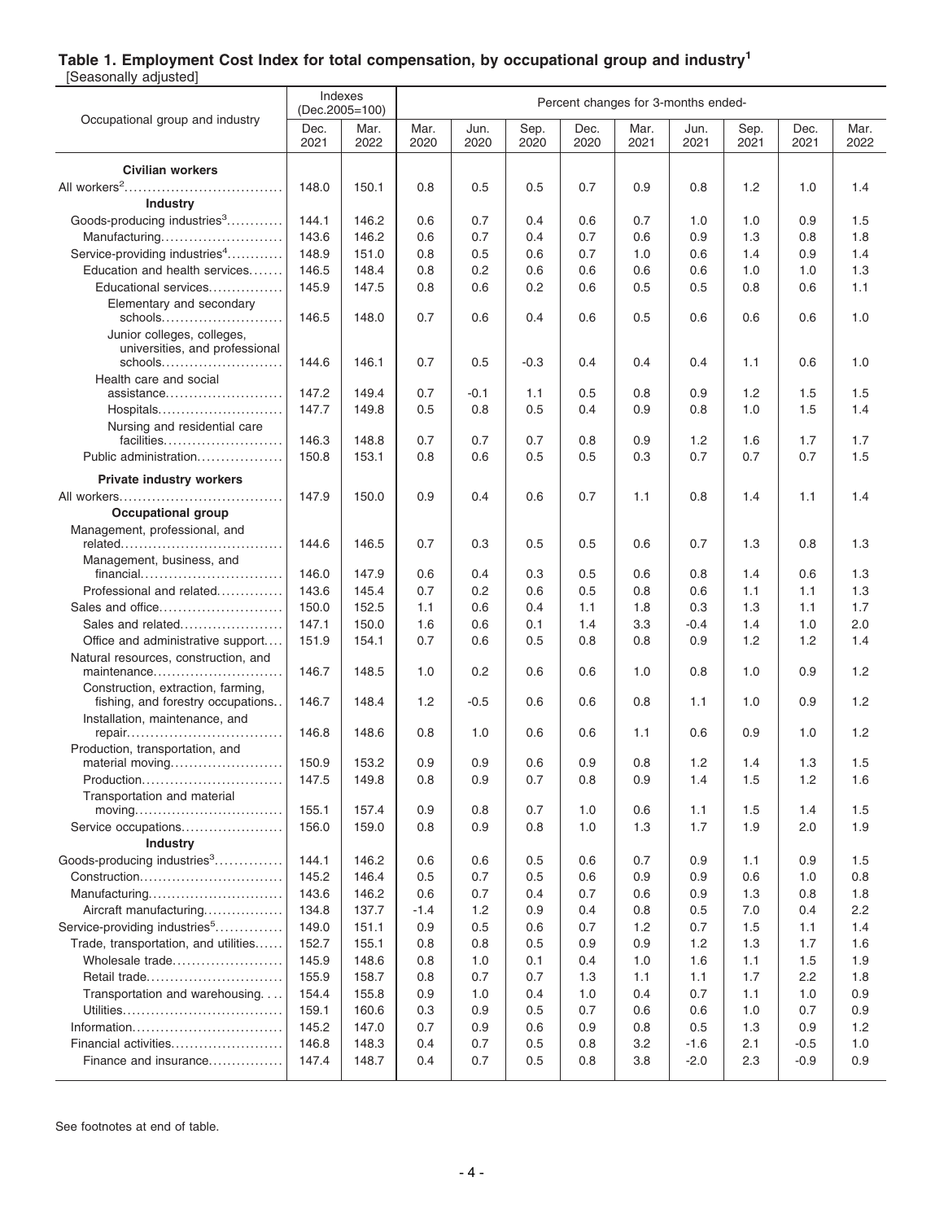## Table 1. Employment Cost Index for total compensation, by occupational group and industry[1]

[Seasonally adjusted]

| Occupational group and industry | Indexes (Dec.2005=100) | | Percent changes for 3-months ended- | | | | | | | | |
|---|---|---|---|---|---|---|---|---|---|---|---|
| | Dec. 2021 | Mar. 2022 | Mar. 2020 | Jun. 2020 | Sep. 2020 | Dec. 2020 | Mar. 2021 | Jun. 2021 | Sep. 2021 | Dec. 2021 | Mar. 2022 |
| **Civilian workers** | | | | | | | | | | | |
| All workers[2] | 148.0 | 150.1 | 0.8 | 0.5 | 0.5 | 0.7 | 0.9 | 0.8 | 1.2 | 1.0 | 1.4 |
| **Industry** | | | | | | | | | | | |
| Goods-producing industries[3] | 144.1 | 146.2 | 0.6 | 0.7 | 0.4 | 0.6 | 0.7 | 1.0 | 1.0 | 0.9 | 1.5 |
| Manufacturing | 143.6 | 146.2 | 0.6 | 0.7 | 0.4 | 0.7 | 0.6 | 0.9 | 1.3 | 0.8 | 1.8 |
| Service-providing industries[4] | 148.9 | 151.0 | 0.8 | 0.5 | 0.6 | 0.7 | 1.0 | 0.6 | 1.4 | 0.9 | 1.4 |
| Education and health services | 146.5 | 148.4 | 0.8 | 0.2 | 0.6 | 0.6 | 0.6 | 0.6 | 1.0 | 1.0 | 1.3 |
| Educational services | 145.9 | 147.5 | 0.8 | 0.6 | 0.2 | 0.6 | 0.5 | 0.5 | 0.8 | 0.6 | 1.1 |
| Elementary and secondary schools | 146.5 | 148.0 | 0.7 | 0.6 | 0.4 | 0.6 | 0.5 | 0.6 | 0.6 | 0.6 | 1.0 |
| Junior colleges, colleges, universities, and professional schools | 144.6 | 146.1 | 0.7 | 0.5 | -0.3 | 0.4 | 0.4 | 0.4 | 1.1 | 0.6 | 1.0 |
| Health care and social assistance | 147.2 | 149.4 | 0.7 | -0.1 | 1.1 | 0.5 | 0.8 | 0.9 | 1.2 | 1.5 | 1.5 |
| Hospitals | 147.7 | 149.8 | 0.5 | 0.8 | 0.5 | 0.4 | 0.9 | 0.8 | 1.0 | 1.5 | 1.4 |
| Nursing and residential care facilities | 146.3 | 148.8 | 0.7 | 0.7 | 0.7 | 0.8 | 0.9 | 1.2 | 1.6 | 1.7 | 1.7 |
| Public administration | 150.8 | 153.1 | 0.8 | 0.6 | 0.5 | 0.5 | 0.3 | 0.7 | 0.7 | 0.7 | 1.5 |
| **Private industry workers** | | | | | | | | | | | |
| All workers | 147.9 | 150.0 | 0.9 | 0.4 | 0.6 | 0.7 | 1.1 | 0.8 | 1.4 | 1.1 | 1.4 |
| **Occupational group** | | | | | | | | | | | |
| Management, professional, and related | 144.6 | 146.5 | 0.7 | 0.3 | 0.5 | 0.5 | 0.6 | 0.7 | 1.3 | 0.8 | 1.3 |
| Management, business, and financial | 146.0 | 147.9 | 0.6 | 0.4 | 0.3 | 0.5 | 0.6 | 0.8 | 1.4 | 0.6 | 1.3 |
| Professional and related | 143.6 | 145.4 | 0.7 | 0.2 | 0.6 | 0.5 | 0.8 | 0.6 | 1.1 | 1.1 | 1.3 |
| Sales and office | 150.0 | 152.5 | 1.1 | 0.6 | 0.4 | 1.1 | 1.8 | 0.3 | 1.3 | 1.1 | 1.7 |
| Sales and related | 147.1 | 150.0 | 1.6 | 0.6 | 0.1 | 1.4 | 3.3 | -0.4 | 1.4 | 1.0 | 2.0 |
| Office and administrative support | 151.9 | 154.1 | 0.7 | 0.6 | 0.5 | 0.8 | 0.8 | 0.9 | 1.2 | 1.2 | 1.4 |
| Natural resources, construction, and maintenance | 146.7 | 148.5 | 1.0 | 0.2 | 0.6 | 0.6 | 1.0 | 0.8 | 1.0 | 0.9 | 1.2 |
| Construction, extraction, farming, fishing, and forestry occupations | 146.7 | 148.4 | 1.2 | -0.5 | 0.6 | 0.6 | 0.8 | 1.1 | 1.0 | 0.9 | 1.2 |
| Installation, maintenance, and repair | 146.8 | 148.6 | 0.8 | 1.0 | 0.6 | 0.6 | 1.1 | 0.6 | 0.9 | 1.0 | 1.2 |
| Production, transportation, and material moving | 150.9 | 153.2 | 0.9 | 0.9 | 0.6 | 0.9 | 0.8 | 1.2 | 1.4 | 1.3 | 1.5 |
| Production | 147.5 | 149.8 | 0.8 | 0.9 | 0.7 | 0.8 | 0.9 | 1.4 | 1.5 | 1.2 | 1.6 |
| Transportation and material moving | 155.1 | 157.4 | 0.9 | 0.8 | 0.7 | 1.0 | 0.6 | 1.1 | 1.5 | 1.4 | 1.5 |
| Service occupations | 156.0 | 159.0 | 0.8 | 0.9 | 0.8 | 1.0 | 1.3 | 1.7 | 1.9 | 2.0 | 1.9 |
| **Industry** | | | | | | | | | | | |
| Goods-producing industries[3] | 144.1 | 146.2 | 0.6 | 0.6 | 0.5 | 0.6 | 0.7 | 0.9 | 1.1 | 0.9 | 1.5 |
| Construction | 145.2 | 146.4 | 0.5 | 0.7 | 0.5 | 0.6 | 0.9 | 0.9 | 0.6 | 1.0 | 0.8 |
| Manufacturing | 143.6 | 146.2 | 0.6 | 0.7 | 0.4 | 0.7 | 0.6 | 0.9 | 1.3 | 0.8 | 1.8 |
| Aircraft manufacturing | 134.8 | 137.7 | -1.4 | 1.2 | 0.9 | 0.4 | 0.8 | 0.5 | 7.0 | 0.4 | 2.2 |
| Service-providing industries[5] | 149.0 | 151.1 | 0.9 | 0.5 | 0.6 | 0.7 | 1.2 | 0.7 | 1.5 | 1.1 | 1.4 |
| Trade, transportation, and utilities | 152.7 | 155.1 | 0.8 | 0.8 | 0.5 | 0.9 | 0.9 | 1.2 | 1.3 | 1.7 | 1.6 |
| Wholesale trade | 145.9 | 148.6 | 0.8 | 1.0 | 0.1 | 0.4 | 1.0 | 1.6 | 1.1 | 1.5 | 1.9 |
| Retail trade | 155.9 | 158.7 | 0.8 | 0.7 | 0.7 | 1.3 | 1.1 | 1.1 | 1.7 | 2.2 | 1.8 |
| Transportation and warehousing | 154.4 | 155.8 | 0.9 | 1.0 | 0.4 | 1.0 | 0.4 | 0.7 | 1.1 | 1.0 | 0.9 |
| Utilities | 159.1 | 160.6 | 0.3 | 0.9 | 0.5 | 0.7 | 0.6 | 0.6 | 1.0 | 0.7 | 0.9 |
| Information | 145.2 | 147.0 | 0.7 | 0.9 | 0.6 | 0.9 | 0.8 | 0.5 | 1.3 | 0.9 | 1.2 |
| Financial activities | 146.8 | 148.3 | 0.4 | 0.7 | 0.5 | 0.8 | 3.2 | -1.6 | 2.1 | -0.5 | 1.0 |
| Finance and insurance | 147.4 | 148.7 | 0.4 | 0.7 | 0.5 | 0.8 | 3.8 | -2.0 | 2.3 | -0.9 | 0.9 |

See footnotes at end of table.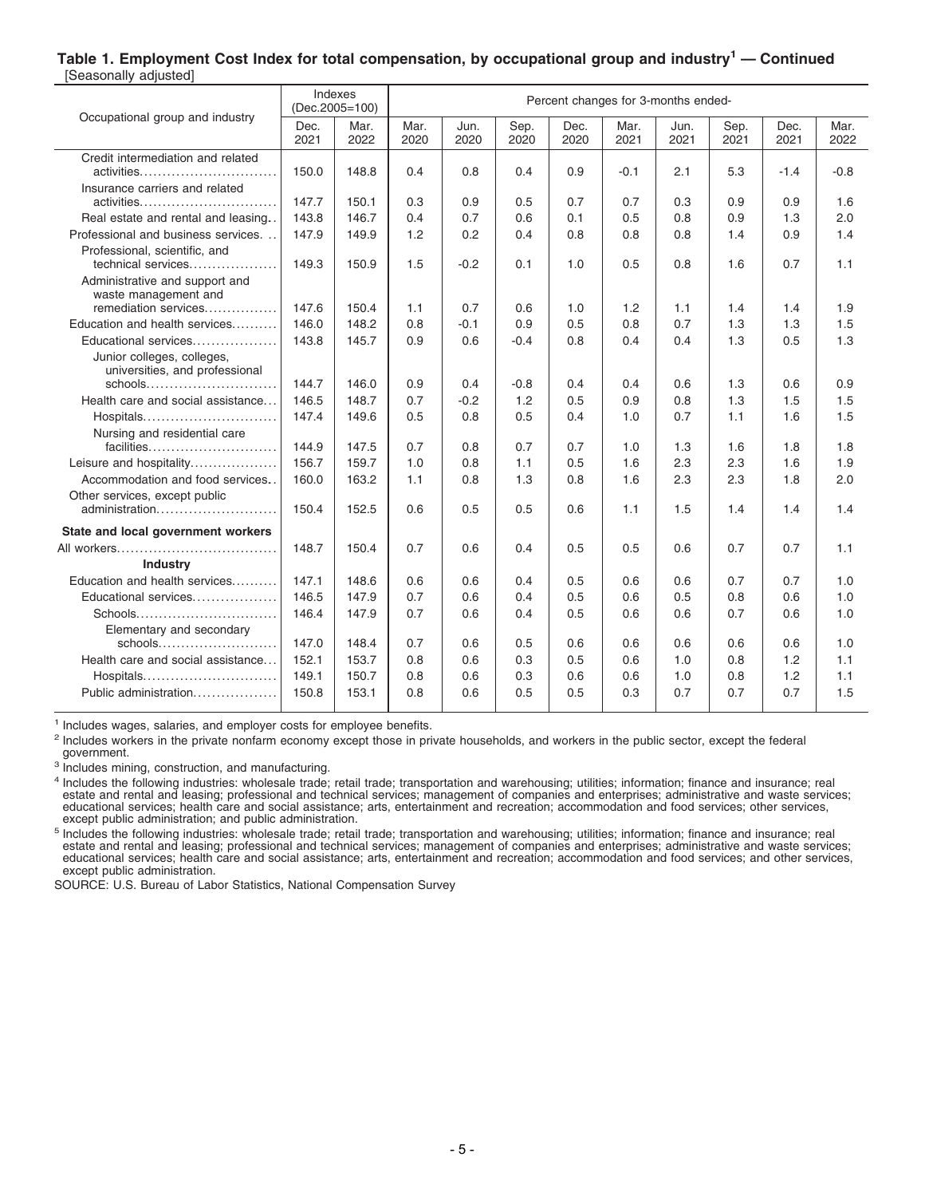### Table 1. Employment Cost Index for total compensation, by occupational group and industry[1] — Continued

[Seasonally adjusted]

| Occupational group and industry | Indexes (Dec.2005=100) | | Percent changes for 3-months ended- | | | | | | | | | | |
|---|---|---|---|---|---|---|---|---|---|---|---|---|---|
| | Dec. 2021 | Mar. 2022 | Mar. 2020 | Jun. 2020 | Sep. 2020 | Dec. 2020 | Mar. 2021 | Jun. 2021 | Sep. 2021 | Dec. 2021 | Mar. 2022 |
| Credit intermediation and related activities | 150.0 | 148.8 | 0.4 | 0.8 | 0.4 | 0.9 | -0.1 | 2.1 | 5.3 | -1.4 | -0.8 |
| Insurance carriers and related activities | 147.7 | 150.1 | 0.3 | 0.9 | 0.5 | 0.7 | 0.7 | 0.3 | 0.9 | 0.9 | 1.6 |
| Real estate and rental and leasing | 143.8 | 146.7 | 0.4 | 0.7 | 0.6 | 0.1 | 0.5 | 0.8 | 0.9 | 1.3 | 2.0 |
| Professional and business services | 147.9 | 149.9 | 1.2 | 0.2 | 0.4 | 0.8 | 0.8 | 0.8 | 1.4 | 0.9 | 1.4 |
| Professional, scientific, and technical services | 149.3 | 150.9 | 1.5 | -0.2 | 0.1 | 1.0 | 0.5 | 0.8 | 1.6 | 0.7 | 1.1 |
| Administrative and support and waste management and remediation services | 147.6 | 150.4 | 1.1 | 0.7 | 0.6 | 1.0 | 1.2 | 1.1 | 1.4 | 1.4 | 1.9 |
| Education and health services | 146.0 | 148.2 | 0.8 | -0.1 | 0.9 | 0.5 | 0.8 | 0.7 | 1.3 | 1.3 | 1.5 |
| Educational services | 143.8 | 145.7 | 0.9 | 0.6 | -0.4 | 0.8 | 0.4 | 0.4 | 1.3 | 0.5 | 1.3 |
| Junior colleges, colleges, universities, and professional schools | 144.7 | 146.0 | 0.9 | 0.4 | -0.8 | 0.4 | 0.4 | 0.6 | 1.3 | 0.6 | 0.9 |
| Health care and social assistance | 146.5 | 148.7 | 0.7 | -0.2 | 1.2 | 0.5 | 0.9 | 0.8 | 1.3 | 1.5 | 1.5 |
| Hospitals | 147.4 | 149.6 | 0.5 | 0.8 | 0.5 | 0.4 | 1.0 | 0.7 | 1.1 | 1.6 | 1.5 |
| Nursing and residential care facilities | 144.9 | 147.5 | 0.7 | 0.8 | 0.7 | 0.7 | 1.0 | 1.3 | 1.6 | 1.8 | 1.8 |
| Leisure and hospitality | 156.7 | 159.7 | 1.0 | 0.8 | 1.1 | 0.5 | 1.6 | 2.3 | 2.3 | 1.6 | 1.9 |
| Accommodation and food services | 160.0 | 163.2 | 1.1 | 0.8 | 1.3 | 0.8 | 1.6 | 2.3 | 2.3 | 1.8 | 2.0 |
| Other services, except public administration | 150.4 | 152.5 | 0.6 | 0.5 | 0.5 | 0.6 | 1.1 | 1.5 | 1.4 | 1.4 | 1.4 |
| **State and local government workers** | | | | | | | | | | | |
| All workers | 148.7 | 150.4 | 0.7 | 0.6 | 0.4 | 0.5 | 0.5 | 0.6 | 0.7 | 0.7 | 1.1 |
| **Industry** | | | | | | | | | | | |
| Education and health services | 147.1 | 148.6 | 0.6 | 0.6 | 0.4 | 0.5 | 0.6 | 0.6 | 0.7 | 0.7 | 1.0 |
| Educational services | 146.5 | 147.9 | 0.7 | 0.6 | 0.4 | 0.5 | 0.6 | 0.5 | 0.8 | 0.6 | 1.0 |
| Schools | 146.4 | 147.9 | 0.7 | 0.6 | 0.4 | 0.5 | 0.6 | 0.6 | 0.7 | 0.6 | 1.0 |
| Elementary and secondary schools | 147.0 | 148.4 | 0.7 | 0.6 | 0.5 | 0.6 | 0.6 | 0.6 | 0.6 | 0.6 | 1.0 |
| Health care and social assistance | 152.1 | 153.7 | 0.8 | 0.6 | 0.3 | 0.5 | 0.6 | 1.0 | 0.8 | 1.2 | 1.1 |
| Hospitals | 149.1 | 150.7 | 0.8 | 0.6 | 0.3 | 0.6 | 0.6 | 1.0 | 0.8 | 1.2 | 1.1 |
| Public administration | 150.8 | 153.1 | 0.8 | 0.6 | 0.5 | 0.5 | 0.3 | 0.7 | 0.7 | 0.7 | 1.5 |

[1] Includes wages, salaries, and employer costs for employee benefits.

[2] Includes workers in the private nonfarm economy except those in private households, and workers in the public sector, except the federal government.

[3] Includes mining, construction, and manufacturing.

[4] Includes the following industries: wholesale trade; retail trade; transportation and warehousing; utilities; information; finance and insurance; real estate and rental and leasing; professional and technical services; management of companies and enterprises; administrative and waste services; educational services; health care and social assistance; arts, entertainment and recreation; accommodation and food services; other services, except public administration; and public administration.

[5] Includes the following industries: wholesale trade; retail trade; transportation and warehousing; utilities; information; finance and insurance; real estate and rental and leasing; professional and technical services; management of companies and enterprises; administrative and waste services; educational services; health care and social assistance; arts, entertainment and recreation; accommodation and food services; and other services, except public administration.

SOURCE: U.S. Bureau of Labor Statistics, National Compensation Survey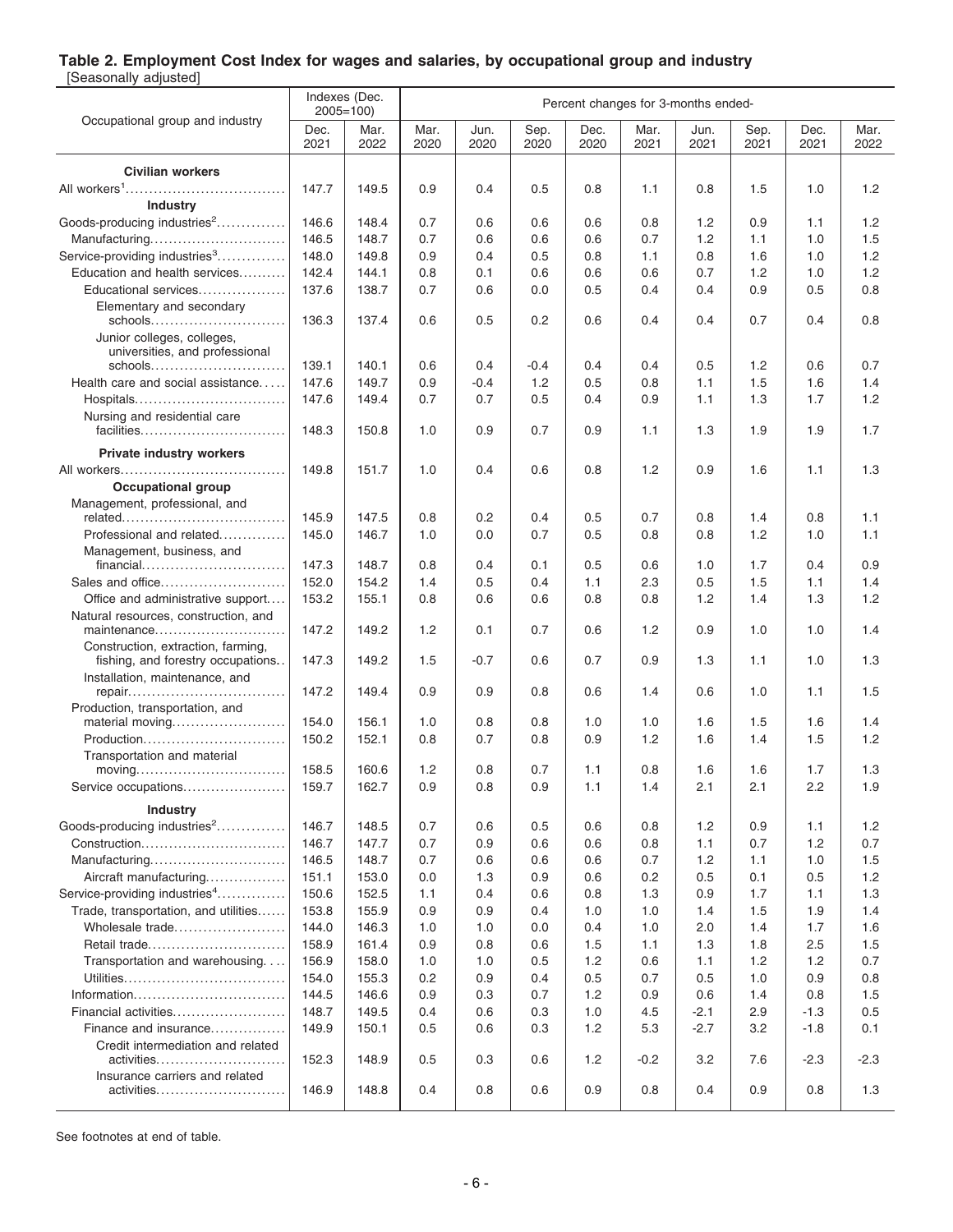**Table 2. Employment Cost Index for wages and salaries, by occupational group and industry**
[Seasonally adjusted]

| Occupational group and industry | Indexes (Dec. 2005=100) | | Percent changes for 3-months ended- | | | | | | | | |
|---|---|---|---|---|---|---|---|---|---|---|---|
| | Dec. 2021 | Mar. 2022 | Mar. 2020 | Jun. 2020 | Sep. 2020 | Dec. 2020 | Mar. 2021 | Jun. 2021 | Sep. 2021 | Dec. 2021 | Mar. 2022 |
| **Civilian workers** | | | | | | | | | | | |
| All workers[1] | 147.7 | 149.5 | 0.9 | 0.4 | 0.5 | 0.8 | 1.1 | 0.8 | 1.5 | 1.0 | 1.2 |
| **Industry** | | | | | | | | | | | |
| Goods-producing industries[2] | 146.6 | 148.4 | 0.7 | 0.6 | 0.6 | 0.6 | 0.8 | 1.2 | 0.9 | 1.1 | 1.2 |
| Manufacturing | 146.5 | 148.7 | 0.7 | 0.6 | 0.6 | 0.6 | 0.7 | 1.2 | 1.1 | 1.0 | 1.5 |
| Service-providing industries[3] | 148.0 | 149.8 | 0.9 | 0.4 | 0.5 | 0.8 | 1.1 | 0.8 | 1.6 | 1.0 | 1.2 |
| Education and health services | 142.4 | 144.1 | 0.8 | 0.1 | 0.6 | 0.6 | 0.6 | 0.7 | 1.2 | 1.0 | 1.2 |
| Educational services | 137.6 | 138.7 | 0.7 | 0.6 | 0.0 | 0.5 | 0.4 | 0.4 | 0.9 | 0.5 | 0.8 |
| Elementary and secondary schools | 136.3 | 137.4 | 0.6 | 0.5 | 0.2 | 0.6 | 0.4 | 0.4 | 0.7 | 0.4 | 0.8 |
| Junior colleges, colleges, universities, and professional schools | 139.1 | 140.1 | 0.6 | 0.4 | -0.4 | 0.4 | 0.4 | 0.5 | 1.2 | 0.6 | 0.7 |
| Health care and social assistance | 147.6 | 149.7 | 0.9 | -0.4 | 1.2 | 0.5 | 0.8 | 1.1 | 1.5 | 1.6 | 1.4 |
| Hospitals | 147.6 | 149.4 | 0.7 | 0.7 | 0.5 | 0.4 | 0.9 | 1.1 | 1.3 | 1.7 | 1.2 |
| Nursing and residential care facilities | 148.3 | 150.8 | 1.0 | 0.9 | 0.7 | 0.9 | 1.1 | 1.3 | 1.9 | 1.9 | 1.7 |
| **Private industry workers** | | | | | | | | | | | |
| All workers | 149.8 | 151.7 | 1.0 | 0.4 | 0.6 | 0.8 | 1.2 | 0.9 | 1.6 | 1.1 | 1.3 |
| **Occupational group** | | | | | | | | | | | |
| Management, professional, and related | 145.9 | 147.5 | 0.8 | 0.2 | 0.4 | 0.5 | 0.7 | 0.8 | 1.4 | 0.8 | 1.1 |
| Professional and related | 145.0 | 146.7 | 1.0 | 0.0 | 0.7 | 0.5 | 0.8 | 0.8 | 1.2 | 1.0 | 1.1 |
| Management, business, and financial | 147.3 | 148.7 | 0.8 | 0.4 | 0.1 | 0.5 | 0.6 | 1.0 | 1.7 | 0.4 | 0.9 |
| Sales and office | 152.0 | 154.2 | 1.4 | 0.5 | 0.4 | 1.1 | 2.3 | 0.5 | 1.5 | 1.1 | 1.4 |
| Office and administrative support | 153.2 | 155.1 | 0.8 | 0.6 | 0.6 | 0.8 | 0.8 | 1.2 | 1.4 | 1.3 | 1.2 |
| Natural resources, construction, and maintenance | 147.2 | 149.2 | 1.2 | 0.1 | 0.7 | 0.6 | 1.2 | 0.9 | 1.0 | 1.0 | 1.4 |
| Construction, extraction, farming, fishing, and forestry occupations | 147.3 | 149.2 | 1.5 | -0.7 | 0.6 | 0.7 | 0.9 | 1.3 | 1.1 | 1.0 | 1.3 |
| Installation, maintenance, and repair | 147.2 | 149.4 | 0.9 | 0.9 | 0.8 | 0.6 | 1.4 | 0.6 | 1.0 | 1.1 | 1.5 |
| Production, transportation, and material moving | 154.0 | 156.1 | 1.0 | 0.8 | 0.8 | 1.0 | 1.0 | 1.6 | 1.5 | 1.6 | 1.4 |
| Production | 150.2 | 152.1 | 0.8 | 0.7 | 0.8 | 0.9 | 1.2 | 1.6 | 1.4 | 1.5 | 1.2 |
| Transportation and material moving | 158.5 | 160.6 | 1.2 | 0.8 | 0.7 | 1.1 | 0.8 | 1.6 | 1.6 | 1.7 | 1.3 |
| Service occupations | 159.7 | 162.7 | 0.9 | 0.8 | 0.9 | 1.1 | 1.4 | 2.1 | 2.1 | 2.2 | 1.9 |
| **Industry** | | | | | | | | | | | |
| Goods-producing industries[2] | 146.7 | 148.5 | 0.7 | 0.6 | 0.5 | 0.6 | 0.8 | 1.2 | 0.9 | 1.1 | 1.2 |
| Construction | 146.7 | 147.7 | 0.7 | 0.9 | 0.6 | 0.6 | 0.8 | 1.1 | 0.7 | 1.2 | 0.7 |
| Manufacturing | 146.5 | 148.7 | 0.7 | 0.6 | 0.6 | 0.6 | 0.7 | 1.2 | 1.1 | 1.0 | 1.5 |
| Aircraft manufacturing | 151.1 | 153.0 | 0.0 | 1.3 | 0.9 | 0.6 | 0.2 | 0.5 | 0.1 | 0.5 | 1.2 |
| Service-providing industries[4] | 150.6 | 152.5 | 1.1 | 0.4 | 0.6 | 0.8 | 1.3 | 0.9 | 1.7 | 1.1 | 1.3 |
| Trade, transportation, and utilities | 153.8 | 155.9 | 0.9 | 0.9 | 0.4 | 1.0 | 1.0 | 1.4 | 1.5 | 1.9 | 1.4 |
| Wholesale trade | 144.0 | 146.3 | 1.0 | 1.0 | 0.0 | 0.4 | 1.0 | 2.0 | 1.4 | 1.7 | 1.6 |
| Retail trade | 158.9 | 161.4 | 0.9 | 0.8 | 0.6 | 1.5 | 1.1 | 1.3 | 1.8 | 2.5 | 1.5 |
| Transportation and warehousing | 156.9 | 158.0 | 1.0 | 1.0 | 0.5 | 1.2 | 0.6 | 1.1 | 1.2 | 1.2 | 0.7 |
| Utilities | 154.0 | 155.3 | 0.2 | 0.9 | 0.4 | 0.5 | 0.7 | 0.5 | 1.0 | 0.9 | 0.8 |
| Information | 144.5 | 146.6 | 0.9 | 0.3 | 0.7 | 1.2 | 0.9 | 0.6 | 1.4 | 0.8 | 1.5 |
| Financial activities | 148.7 | 149.5 | 0.4 | 0.6 | 0.3 | 1.0 | 4.5 | -2.1 | 2.9 | -1.3 | 0.5 |
| Finance and insurance | 149.9 | 150.1 | 0.5 | 0.6 | 0.3 | 1.2 | 5.3 | -2.7 | 3.2 | -1.8 | 0.1 |
| Credit intermediation and related activities | 152.3 | 148.9 | 0.5 | 0.3 | 0.6 | 1.2 | -0.2 | 3.2 | 7.6 | -2.3 | -2.3 |
| Insurance carriers and related activities | 146.9 | 148.8 | 0.4 | 0.8 | 0.6 | 0.9 | 0.8 | 0.4 | 0.9 | 0.8 | 1.3 |

See footnotes at end of table.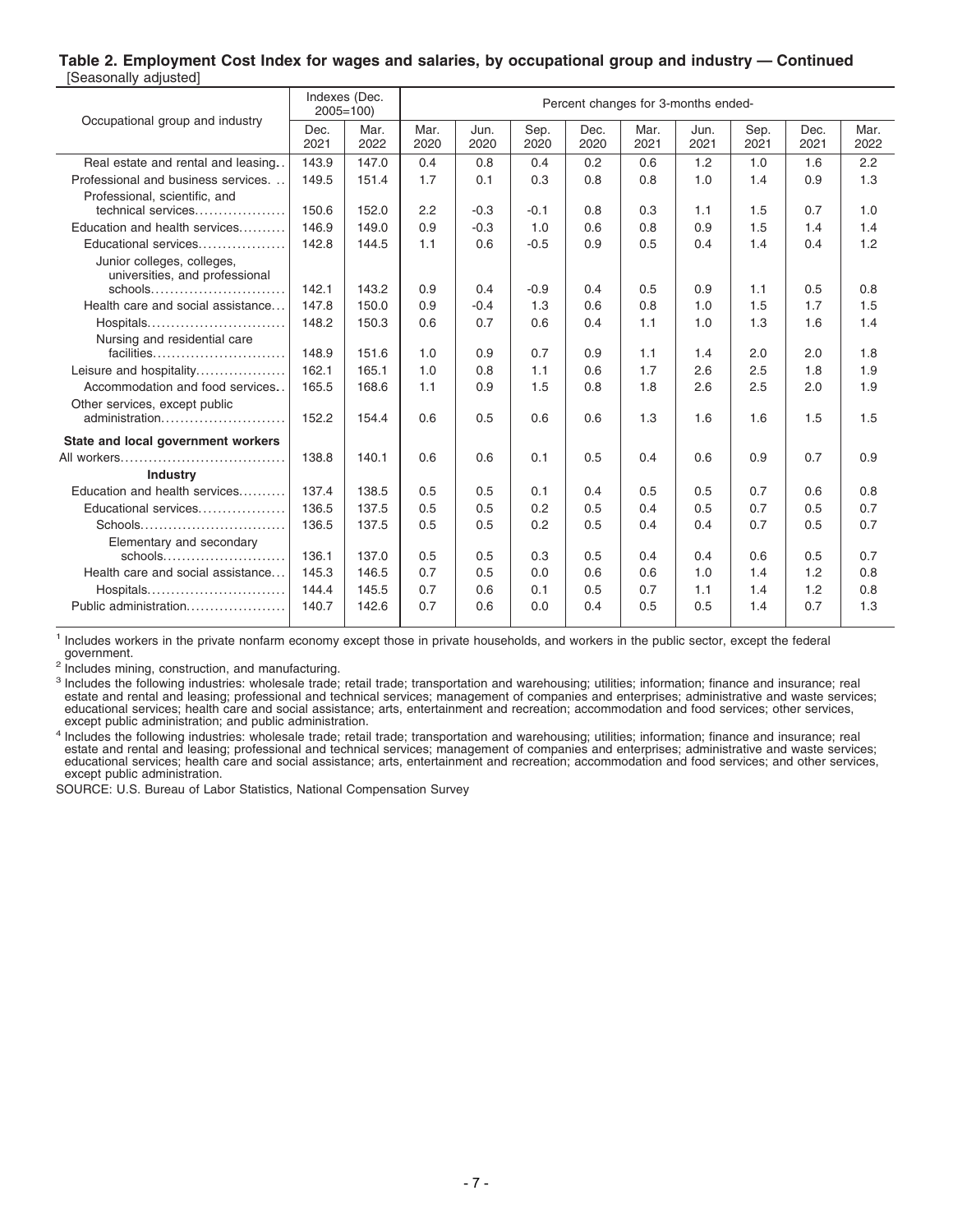**Table 2. Employment Cost Index for wages and salaries, by occupational group and industry — Continued**
[Seasonally adjusted]

| Occupational group and industry | Indexes (Dec. 2005=100) | | Percent changes for 3-months ended- | | | | | | | | |
|---|---|---|---|---|---|---|---|---|---|---|---|
| | Dec. 2021 | Mar. 2022 | Mar. 2020 | Jun. 2020 | Sep. 2020 | Dec. 2020 | Mar. 2021 | Jun. 2021 | Sep. 2021 | Dec. 2021 | Mar. 2022 |
| Real estate and rental and leasing | 143.9 | 147.0 | 0.4 | 0.8 | 0.4 | 0.2 | 0.6 | 1.2 | 1.0 | 1.6 | 2.2 |
| Professional and business services | 149.5 | 151.4 | 1.7 | 0.1 | 0.3 | 0.8 | 0.8 | 1.0 | 1.4 | 0.9 | 1.3 |
| Professional, scientific, and technical services | 150.6 | 152.0 | 2.2 | -0.3 | -0.1 | 0.8 | 0.3 | 1.1 | 1.5 | 0.7 | 1.0 |
| Education and health services | 146.9 | 149.0 | 0.9 | -0.3 | 1.0 | 0.6 | 0.8 | 0.9 | 1.5 | 1.4 | 1.4 |
| Educational services | 142.8 | 144.5 | 1.1 | 0.6 | -0.5 | 0.9 | 0.5 | 0.4 | 1.4 | 0.4 | 1.2 |
| Junior colleges, colleges, universities, and professional schools | 142.1 | 143.2 | 0.9 | 0.4 | -0.9 | 0.4 | 0.5 | 0.9 | 1.1 | 0.5 | 0.8 |
| Health care and social assistance | 147.8 | 150.0 | 0.9 | -0.4 | 1.3 | 0.6 | 0.8 | 1.0 | 1.5 | 1.7 | 1.5 |
| Hospitals | 148.2 | 150.3 | 0.6 | 0.7 | 0.6 | 0.4 | 1.1 | 1.0 | 1.3 | 1.6 | 1.4 |
| Nursing and residential care facilities | 148.9 | 151.6 | 1.0 | 0.9 | 0.7 | 0.9 | 1.1 | 1.4 | 2.0 | 2.0 | 1.8 |
| Leisure and hospitality | 162.1 | 165.1 | 1.0 | 0.8 | 1.1 | 0.6 | 1.7 | 2.6 | 2.5 | 1.8 | 1.9 |
| Accommodation and food services | 165.5 | 168.6 | 1.1 | 0.9 | 1.5 | 0.8 | 1.8 | 2.6 | 2.5 | 2.0 | 1.9 |
| Other services, except public administration | 152.2 | 154.4 | 0.6 | 0.5 | 0.6 | 0.6 | 1.3 | 1.6 | 1.6 | 1.5 | 1.5 |
| **State and local government workers** | | | | | | | | | | | |
| All workers | 138.8 | 140.1 | 0.6 | 0.6 | 0.1 | 0.5 | 0.4 | 0.6 | 0.9 | 0.7 | 0.9 |
| **Industry** | | | | | | | | | | | |
| Education and health services | 137.4 | 138.5 | 0.5 | 0.5 | 0.1 | 0.4 | 0.5 | 0.5 | 0.7 | 0.6 | 0.8 |
| Educational services | 136.5 | 137.5 | 0.5 | 0.5 | 0.2 | 0.5 | 0.4 | 0.5 | 0.7 | 0.5 | 0.7 |
| Schools | 136.5 | 137.5 | 0.5 | 0.5 | 0.2 | 0.5 | 0.4 | 0.4 | 0.7 | 0.5 | 0.7 |
| Elementary and secondary schools | 136.1 | 137.0 | 0.5 | 0.5 | 0.3 | 0.5 | 0.4 | 0.4 | 0.6 | 0.5 | 0.7 |
| Health care and social assistance | 145.3 | 146.5 | 0.7 | 0.5 | 0.0 | 0.6 | 0.6 | 1.0 | 1.4 | 1.2 | 0.8 |
| Hospitals | 144.4 | 145.5 | 0.7 | 0.6 | 0.1 | 0.5 | 0.7 | 1.1 | 1.4 | 1.2 | 0.8 |
| Public administration | 140.7 | 142.6 | 0.7 | 0.6 | 0.0 | 0.4 | 0.5 | 0.5 | 1.4 | 0.7 | 1.3 |

[1] Includes workers in the private nonfarm economy except those in private households, and workers in the public sector, except the federal government.

[2] Includes mining, construction, and manufacturing.

[3] Includes the following industries: wholesale trade; retail trade; transportation and warehousing; utilities; information; finance and insurance; real estate and rental and leasing; professional and technical services; management of companies and enterprises; administrative and waste services; educational services; health care and social assistance; arts, entertainment and recreation; accommodation and food services; other services, except public administration; and public administration.

[4] Includes the following industries: wholesale trade; retail trade; transportation and warehousing; utilities; information; finance and insurance; real estate and rental and leasing; professional and technical services; management of companies and enterprises; administrative and waste services; educational services; health care and social assistance; arts, entertainment and recreation; accommodation and food services; and other services, except public administration.

SOURCE: U.S. Bureau of Labor Statistics, National Compensation Survey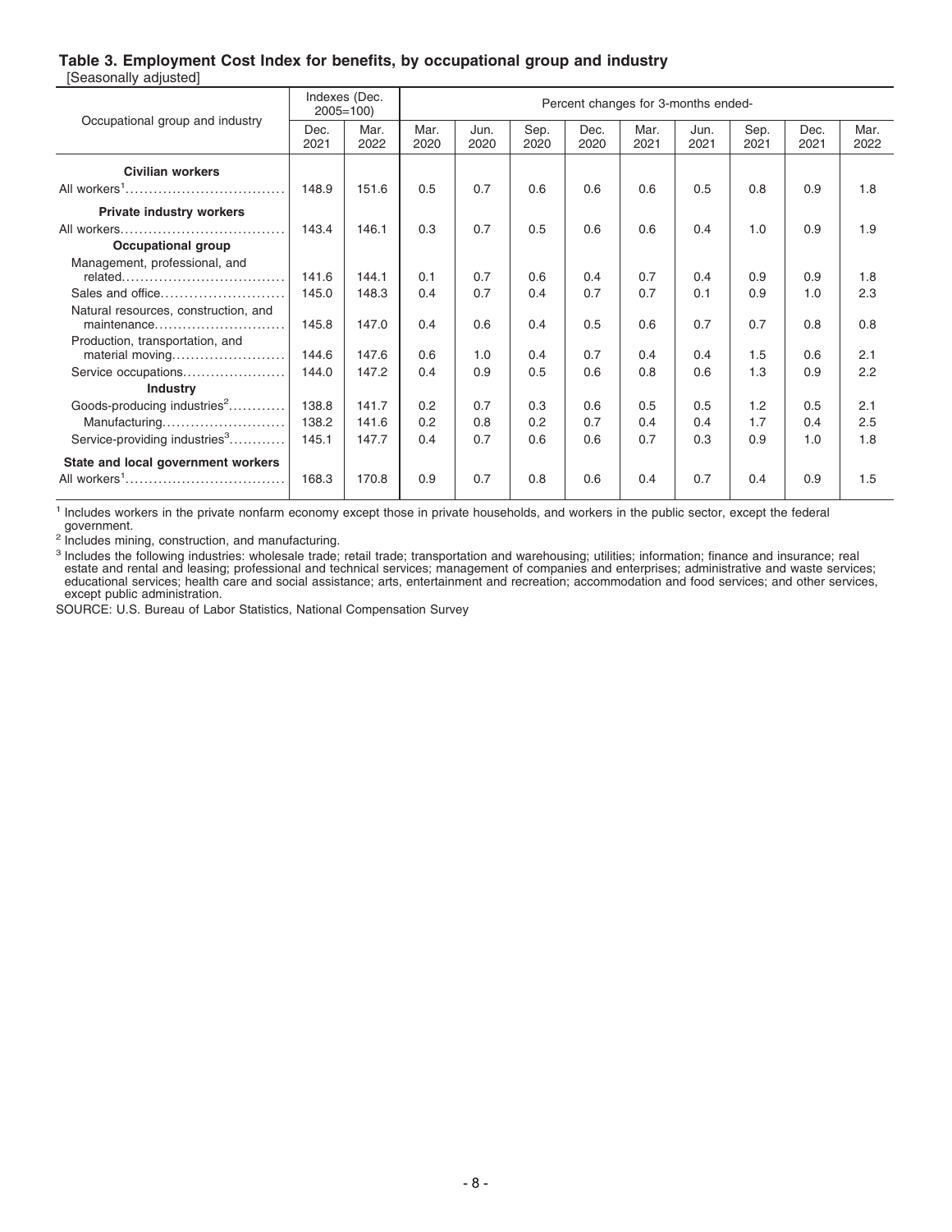### Table 3. Employment Cost Index for benefits, by occupational group and industry

[Seasonally adjusted]

| Occupational group and industry | Indexes (Dec. 2005=100) | | Percent changes for 3-months ended- | | | | | | | | |
|---|---|---|---|---|---|---|---|---|---|---|---|
| | Dec. 2021 | Mar. 2022 | Mar. 2020 | Jun. 2020 | Sep. 2020 | Dec. 2020 | Mar. 2021 | Jun. 2021 | Sep. 2021 | Dec. 2021 | Mar. 2022 |
| **Civilian workers** | | | | | | | | | | | |
| All workers[1] | 148.9 | 151.6 | 0.5 | 0.7 | 0.6 | 0.6 | 0.6 | 0.5 | 0.8 | 0.9 | 1.8 |
| **Private industry workers** | | | | | | | | | | | |
| All workers | 143.4 | 146.1 | 0.3 | 0.7 | 0.5 | 0.6 | 0.6 | 0.4 | 1.0 | 0.9 | 1.9 |
| **Occupational group** | | | | | | | | | | | |
| Management, professional, and related | 141.6 | 144.1 | 0.1 | 0.7 | 0.6 | 0.4 | 0.7 | 0.4 | 0.9 | 0.9 | 1.8 |
| Sales and office | 145.0 | 148.3 | 0.4 | 0.7 | 0.4 | 0.7 | 0.7 | 0.1 | 0.9 | 1.0 | 2.3 |
| Natural resources, construction, and maintenance | 145.8 | 147.0 | 0.4 | 0.6 | 0.4 | 0.5 | 0.6 | 0.7 | 0.7 | 0.8 | 0.8 |
| Production, transportation, and material moving | 144.6 | 147.6 | 0.6 | 1.0 | 0.4 | 0.7 | 0.4 | 0.4 | 1.5 | 0.6 | 2.1 |
| Service occupations | 144.0 | 147.2 | 0.4 | 0.9 | 0.5 | 0.6 | 0.8 | 0.6 | 1.3 | 0.9 | 2.2 |
| **Industry** | | | | | | | | | | | |
| Goods-producing industries[2] | 138.8 | 141.7 | 0.2 | 0.7 | 0.3 | 0.6 | 0.5 | 0.5 | 1.2 | 0.5 | 2.1 |
| Manufacturing | 138.2 | 141.6 | 0.2 | 0.8 | 0.2 | 0.7 | 0.4 | 0.4 | 1.7 | 0.4 | 2.5 |
| Service-providing industries[3] | 145.1 | 147.7 | 0.4 | 0.7 | 0.6 | 0.6 | 0.7 | 0.3 | 0.9 | 1.0 | 1.8 |
| **State and local government workers** | | | | | | | | | | | |
| All workers[1] | 168.3 | 170.8 | 0.9 | 0.7 | 0.8 | 0.6 | 0.4 | 0.7 | 0.4 | 0.9 | 1.5 |

[1] Includes workers in the private nonfarm economy except those in private households, and workers in the public sector, except the federal government.

[2] Includes mining, construction, and manufacturing.

[3] Includes the following industries: wholesale trade; retail trade; transportation and warehousing; utilities; information; finance and insurance; real estate and rental and leasing; professional and technical services; management of companies and enterprises; administrative and waste services; educational services; health care and social assistance; arts, entertainment and recreation; accommodation and food services; and other services, except public administration.

SOURCE: U.S. Bureau of Labor Statistics, National Compensation Survey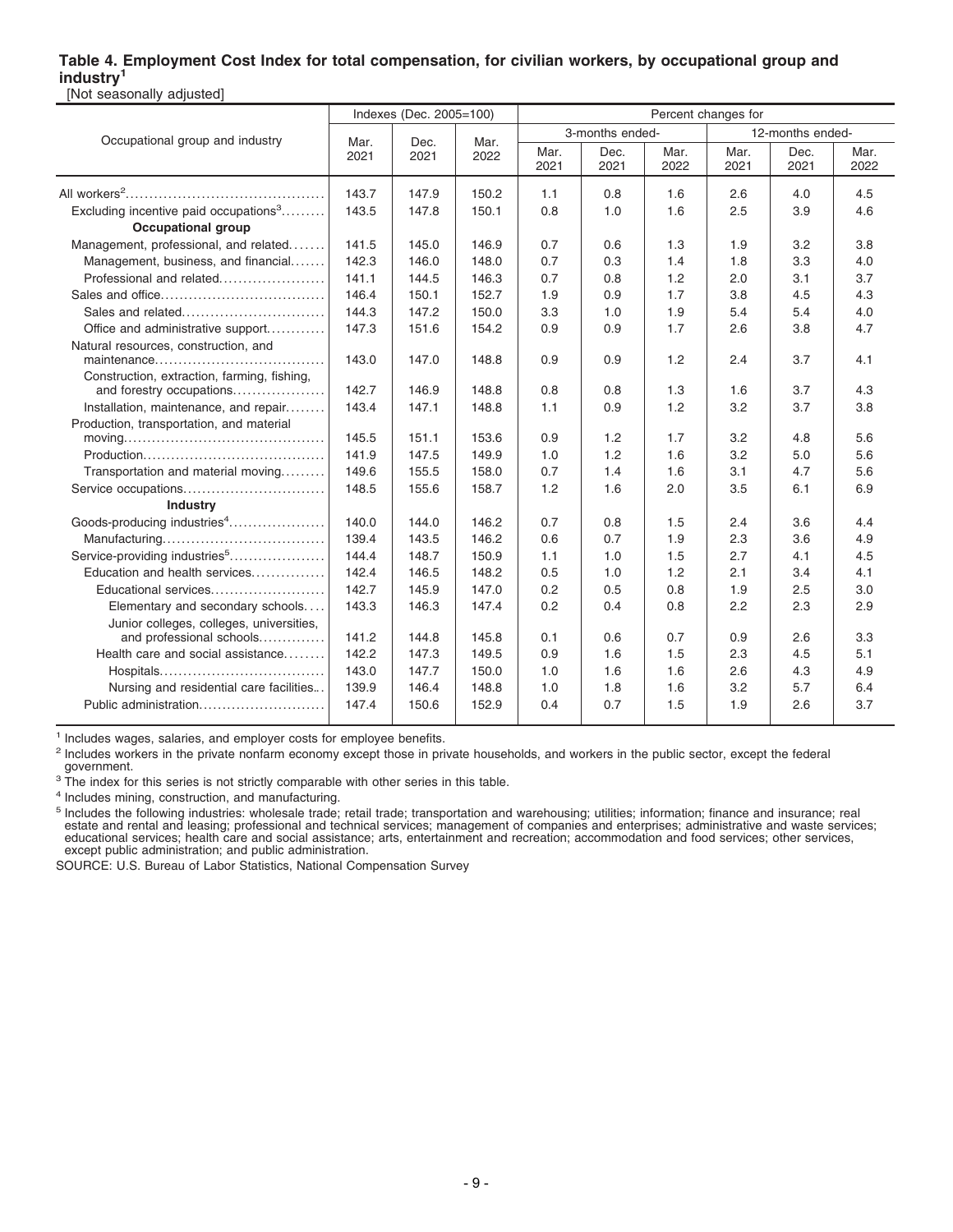**Table 4. Employment Cost Index for total compensation, for civilian workers, by occupational group and industry[1]**
[Not seasonally adjusted]

| Occupational group and industry | Indexes (Dec. 2005=100) | | | Percent changes for | | | | | |
|---|---|---|---|---|---|---|---|---|---|
| | | | | 3-months ended- | | | 12-months ended- | | |
| | Mar. 2021 | Dec. 2021 | Mar. 2022 | Mar. 2021 | Dec. 2021 | Mar. 2022 | Mar. 2021 | Dec. 2021 | Mar. 2022 |
| All workers[2] | 143.7 | 147.9 | 150.2 | 1.1 | 0.8 | 1.6 | 2.6 | 4.0 | 4.5 |
| Excluding incentive paid occupations[3] | 143.5 | 147.8 | 150.1 | 0.8 | 1.0 | 1.6 | 2.5 | 3.9 | 4.6 |
| **Occupational group** | | | | | | | | | |
| Management, professional, and related | 141.5 | 145.0 | 146.9 | 0.7 | 0.6 | 1.3 | 1.9 | 3.2 | 3.8 |
| Management, business, and financial | 142.3 | 146.0 | 148.0 | 0.7 | 0.3 | 1.4 | 1.8 | 3.3 | 4.0 |
| Professional and related | 141.1 | 144.5 | 146.3 | 0.7 | 0.8 | 1.2 | 2.0 | 3.1 | 3.7 |
| Sales and office | 146.4 | 150.1 | 152.7 | 1.9 | 0.9 | 1.7 | 3.8 | 4.5 | 4.3 |
| Sales and related | 144.3 | 147.2 | 150.0 | 3.3 | 1.0 | 1.9 | 5.4 | 5.4 | 4.0 |
| Office and administrative support | 147.3 | 151.6 | 154.2 | 0.9 | 0.9 | 1.7 | 2.6 | 3.8 | 4.7 |
| Natural resources, construction, and maintenance | 143.0 | 147.0 | 148.8 | 0.9 | 0.9 | 1.2 | 2.4 | 3.7 | 4.1 |
| Construction, extraction, farming, fishing, and forestry occupations | 142.7 | 146.9 | 148.8 | 0.8 | 0.8 | 1.3 | 1.6 | 3.7 | 4.3 |
| Installation, maintenance, and repair | 143.4 | 147.1 | 148.8 | 1.1 | 0.9 | 1.2 | 3.2 | 3.7 | 3.8 |
| Production, transportation, and material moving | 145.5 | 151.1 | 153.6 | 0.9 | 1.2 | 1.7 | 3.2 | 4.8 | 5.6 |
| Production | 141.9 | 147.5 | 149.9 | 1.0 | 1.2 | 1.6 | 3.2 | 5.0 | 5.6 |
| Transportation and material moving | 149.6 | 155.5 | 158.0 | 0.7 | 1.4 | 1.6 | 3.1 | 4.7 | 5.6 |
| Service occupations | 148.5 | 155.6 | 158.7 | 1.2 | 1.6 | 2.0 | 3.5 | 6.1 | 6.9 |
| **Industry** | | | | | | | | | |
| Goods-producing industries[4] | 140.0 | 144.0 | 146.2 | 0.7 | 0.8 | 1.5 | 2.4 | 3.6 | 4.4 |
| Manufacturing | 139.4 | 143.5 | 146.2 | 0.6 | 0.7 | 1.9 | 2.3 | 3.6 | 4.9 |
| Service-providing industries[5] | 144.4 | 148.7 | 150.9 | 1.1 | 1.0 | 1.5 | 2.7 | 4.1 | 4.5 |
| Education and health services | 142.4 | 146.5 | 148.2 | 0.5 | 1.0 | 1.2 | 2.1 | 3.4 | 4.1 |
| Educational services | 142.7 | 145.9 | 147.0 | 0.2 | 0.5 | 0.8 | 1.9 | 2.5 | 3.0 |
| Elementary and secondary schools | 143.3 | 146.3 | 147.4 | 0.2 | 0.4 | 0.8 | 2.2 | 2.3 | 2.9 |
| Junior colleges, colleges, universities, and professional schools | 141.2 | 144.8 | 145.8 | 0.1 | 0.6 | 0.7 | 0.9 | 2.6 | 3.3 |
| Health care and social assistance | 142.2 | 147.3 | 149.5 | 0.9 | 1.6 | 1.5 | 2.3 | 4.5 | 5.1 |
| Hospitals | 143.0 | 147.7 | 150.0 | 1.0 | 1.6 | 1.6 | 2.6 | 4.3 | 4.9 |
| Nursing and residential care facilities | 139.9 | 146.4 | 148.8 | 1.0 | 1.8 | 1.6 | 3.2 | 5.7 | 6.4 |
| Public administration | 147.4 | 150.6 | 152.9 | 0.4 | 0.7 | 1.5 | 1.9 | 2.6 | 3.7 |

[1] Includes wages, salaries, and employer costs for employee benefits.

[2] Includes workers in the private nonfarm economy except those in private households, and workers in the public sector, except the federal government.

[3] The index for this series is not strictly comparable with other series in this table.

[4] Includes mining, construction, and manufacturing.

[5] Includes the following industries: wholesale trade; retail trade; transportation and warehousing; utilities; information; finance and insurance; real estate and rental and leasing; professional and technical services; management of companies and enterprises; administrative and waste services; educational services; health care and social assistance; arts, entertainment and recreation; accommodation and food services; other services, except public administration; and public administration.

SOURCE: U.S. Bureau of Labor Statistics, National Compensation Survey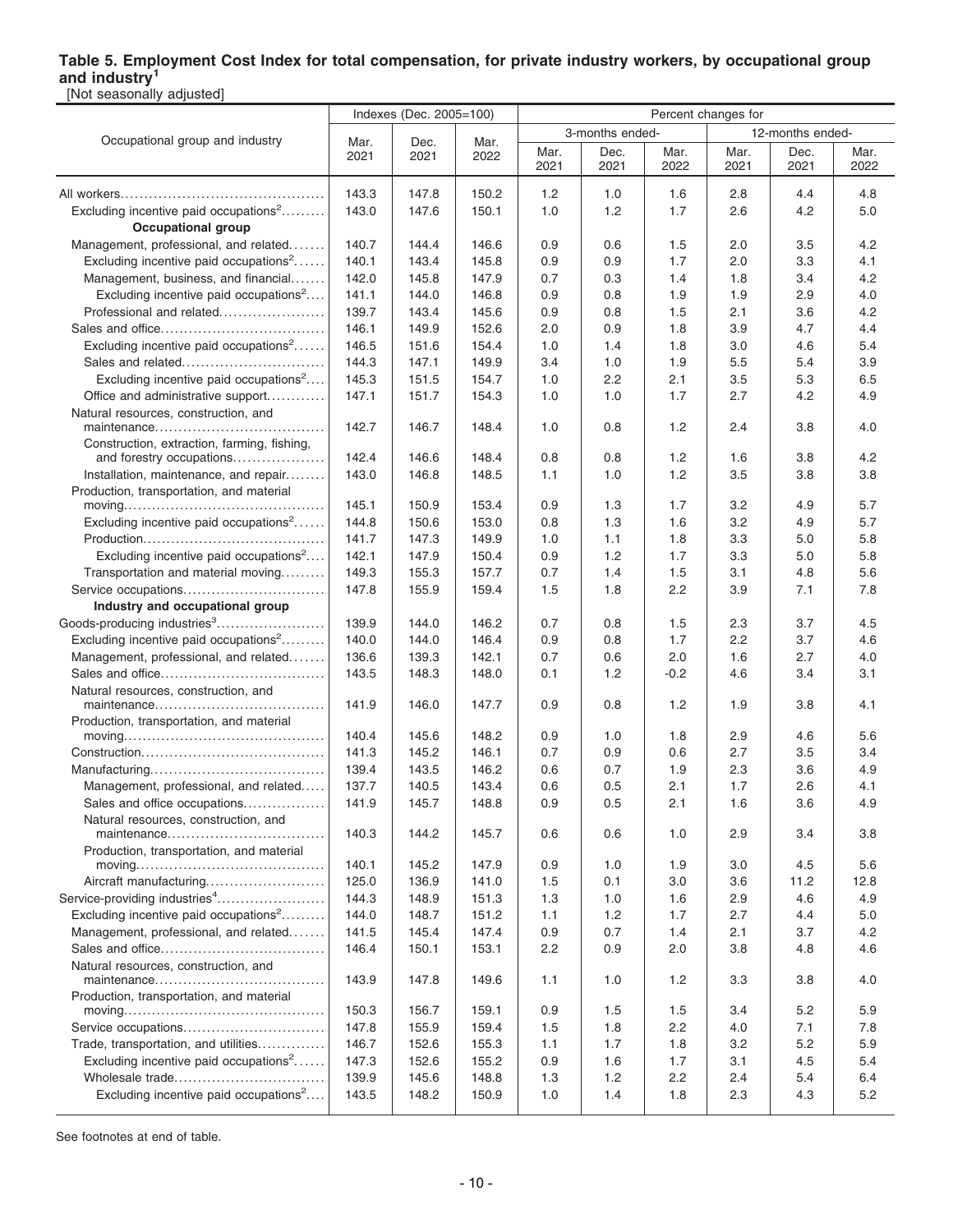### Table 5. Employment Cost Index for total compensation, for private industry workers, by occupational group and industry[1]

[Not seasonally adjusted]

| Occupational group and industry | Indexes (Dec. 2005=100) | | | Percent changes for | | | | | |
|---|---|---|---|---|---|---|---|---|---|
| | | | | 3-months ended- | | | 12-months ended- | | |
| | Mar. 2021 | Dec. 2021 | Mar. 2022 | Mar. 2021 | Dec. 2021 | Mar. 2022 | Mar. 2021 | Dec. 2021 | Mar. 2022 |
| All workers | 143.3 | 147.8 | 150.2 | 1.2 | 1.0 | 1.6 | 2.8 | 4.4 | 4.8 |
| Excluding incentive paid occupations[2] | 143.0 | 147.6 | 150.1 | 1.0 | 1.2 | 1.7 | 2.6 | 4.2 | 5.0 |
| **Occupational group** | | | | | | | | | |
| Management, professional, and related | 140.7 | 144.4 | 146.6 | 0.9 | 0.6 | 1.5 | 2.0 | 3.5 | 4.2 |
| Excluding incentive paid occupations[2] | 140.1 | 143.4 | 145.8 | 0.9 | 0.9 | 1.7 | 2.0 | 3.3 | 4.1 |
| Management, business, and financial | 142.0 | 145.8 | 147.9 | 0.7 | 0.3 | 1.4 | 1.8 | 3.4 | 4.2 |
| Excluding incentive paid occupations[2] | 141.1 | 144.0 | 146.8 | 0.9 | 0.8 | 1.9 | 1.9 | 2.9 | 4.0 |
| Professional and related | 139.7 | 143.4 | 145.6 | 0.9 | 0.8 | 1.5 | 2.1 | 3.6 | 4.2 |
| Sales and office | 146.1 | 149.9 | 152.6 | 2.0 | 0.9 | 1.8 | 3.9 | 4.7 | 4.4 |
| Excluding incentive paid occupations[2] | 146.5 | 151.6 | 154.4 | 1.0 | 1.4 | 1.8 | 3.0 | 4.6 | 5.4 |
| Sales and related | 144.3 | 147.1 | 149.9 | 3.4 | 1.0 | 1.9 | 5.5 | 5.4 | 3.9 |
| Excluding incentive paid occupations[2] | 145.3 | 151.5 | 154.7 | 1.0 | 2.2 | 2.1 | 3.5 | 5.3 | 6.5 |
| Office and administrative support | 147.1 | 151.7 | 154.3 | 1.0 | 1.0 | 1.7 | 2.7 | 4.2 | 4.9 |
| Natural resources, construction, and maintenance | 142.7 | 146.7 | 148.4 | 1.0 | 0.8 | 1.2 | 2.4 | 3.8 | 4.0 |
| Construction, extraction, farming, fishing, and forestry occupations | 142.4 | 146.6 | 148.4 | 0.8 | 0.8 | 1.2 | 1.6 | 3.8 | 4.2 |
| Installation, maintenance, and repair | 143.0 | 146.8 | 148.5 | 1.1 | 1.0 | 1.2 | 3.5 | 3.8 | 3.8 |
| Production, transportation, and material moving | 145.1 | 150.9 | 153.4 | 0.9 | 1.3 | 1.7 | 3.2 | 4.9 | 5.7 |
| Excluding incentive paid occupations[2] | 144.8 | 150.6 | 153.0 | 0.8 | 1.3 | 1.6 | 3.2 | 4.9 | 5.7 |
| Production | 141.7 | 147.3 | 149.9 | 1.0 | 1.1 | 1.8 | 3.3 | 5.0 | 5.8 |
| Excluding incentive paid occupations[2] | 142.1 | 147.9 | 150.4 | 0.9 | 1.2 | 1.7 | 3.3 | 5.0 | 5.8 |
| Transportation and material moving | 149.3 | 155.3 | 157.7 | 0.7 | 1.4 | 1.5 | 3.1 | 4.8 | 5.6 |
| Service occupations | 147.8 | 155.9 | 159.4 | 1.5 | 1.8 | 2.2 | 3.9 | 7.1 | 7.8 |
| **Industry and occupational group** | | | | | | | | | |
| Goods-producing industries[3] | 139.9 | 144.0 | 146.2 | 0.7 | 0.8 | 1.5 | 2.3 | 3.7 | 4.5 |
| Excluding incentive paid occupations[2] | 140.0 | 144.0 | 146.4 | 0.9 | 0.8 | 1.7 | 2.2 | 3.7 | 4.6 |
| Management, professional, and related | 136.6 | 139.3 | 142.1 | 0.7 | 0.6 | 2.0 | 1.6 | 2.7 | 4.0 |
| Sales and office | 143.5 | 148.3 | 148.0 | 0.1 | 1.2 | -0.2 | 4.6 | 3.4 | 3.1 |
| Natural resources, construction, and maintenance | 141.9 | 146.0 | 147.7 | 0.9 | 0.8 | 1.2 | 1.9 | 3.8 | 4.1 |
| Production, transportation, and material moving | 140.4 | 145.6 | 148.2 | 0.9 | 1.0 | 1.8 | 2.9 | 4.6 | 5.6 |
| Construction | 141.3 | 145.2 | 146.1 | 0.7 | 0.9 | 0.6 | 2.7 | 3.5 | 3.4 |
| Manufacturing | 139.4 | 143.5 | 146.2 | 0.6 | 0.7 | 1.9 | 2.3 | 3.6 | 4.9 |
| Management, professional, and related | 137.7 | 140.5 | 143.4 | 0.6 | 0.5 | 2.1 | 1.7 | 2.6 | 4.1 |
| Sales and office occupations | 141.9 | 145.7 | 148.8 | 0.9 | 0.5 | 2.1 | 1.6 | 3.6 | 4.9 |
| Natural resources, construction, and maintenance | 140.3 | 144.2 | 145.7 | 0.6 | 0.6 | 1.0 | 2.9 | 3.4 | 3.8 |
| Production, transportation, and material moving | 140.1 | 145.2 | 147.9 | 0.9 | 1.0 | 1.9 | 3.0 | 4.5 | 5.6 |
| Aircraft manufacturing | 125.0 | 136.9 | 141.0 | 1.5 | 0.1 | 3.0 | 3.6 | 11.2 | 12.8 |
| Service-providing industries[4] | 144.3 | 148.9 | 151.3 | 1.3 | 1.0 | 1.6 | 2.9 | 4.6 | 4.9 |
| Excluding incentive paid occupations[2] | 144.0 | 148.7 | 151.2 | 1.1 | 1.2 | 1.7 | 2.7 | 4.4 | 5.0 |
| Management, professional, and related | 141.5 | 145.4 | 147.4 | 0.9 | 0.7 | 1.4 | 2.1 | 3.7 | 4.2 |
| Sales and office | 146.4 | 150.1 | 153.1 | 2.2 | 0.9 | 2.0 | 3.8 | 4.8 | 4.6 |
| Natural resources, construction, and maintenance | 143.9 | 147.8 | 149.6 | 1.1 | 1.0 | 1.2 | 3.3 | 3.8 | 4.0 |
| Production, transportation, and material moving | 150.3 | 156.7 | 159.1 | 0.9 | 1.5 | 1.5 | 3.4 | 5.2 | 5.9 |
| Service occupations | 147.8 | 155.9 | 159.4 | 1.5 | 1.8 | 2.2 | 4.0 | 7.1 | 7.8 |
| Trade, transportation, and utilities | 146.7 | 152.6 | 155.3 | 1.1 | 1.7 | 1.8 | 3.2 | 5.2 | 5.9 |
| Excluding incentive paid occupations[2] | 147.3 | 152.6 | 155.2 | 0.9 | 1.6 | 1.7 | 3.1 | 4.5 | 5.4 |
| Wholesale trade | 139.9 | 145.6 | 148.8 | 1.3 | 1.2 | 2.2 | 2.4 | 5.4 | 6.4 |
| Excluding incentive paid occupations[2] | 143.5 | 148.2 | 150.9 | 1.0 | 1.4 | 1.8 | 2.3 | 4.3 | 5.2 |

See footnotes at end of table.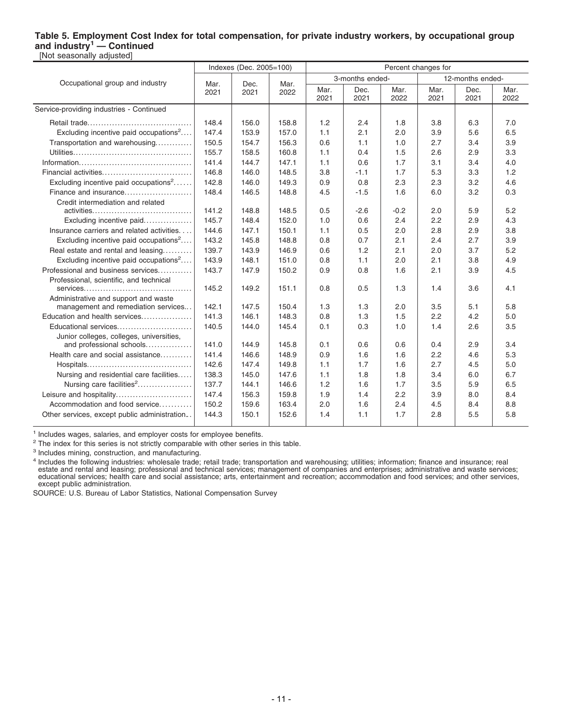**Table 5. Employment Cost Index for total compensation, for private industry workers, by occupational group and industry[1] — Continued**

[Not seasonally adjusted]

| Occupational group and industry | Indexes (Dec. 2005=100) | | | Percent changes for | | | | | |
|---|---|---|---|---|---|---|---|---|---|
| | | | | 3-months ended- | | | 12-months ended- | | |
| | Mar. 2021 | Dec. 2021 | Mar. 2022 | Mar. 2021 | Dec. 2021 | Mar. 2022 | Mar. 2021 | Dec. 2021 | Mar. 2022 |
| Service-providing industries - Continued | | | | | | | | | |
| Retail trade | 148.4 | 156.0 | 158.8 | 1.2 | 2.4 | 1.8 | 3.8 | 6.3 | 7.0 |
| Excluding incentive paid occupations[2] | 147.4 | 153.9 | 157.0 | 1.1 | 2.1 | 2.0 | 3.9 | 5.6 | 6.5 |
| Transportation and warehousing | 150.5 | 154.7 | 156.3 | 0.6 | 1.1 | 1.0 | 2.7 | 3.4 | 3.9 |
| Utilities | 155.7 | 158.5 | 160.8 | 1.1 | 0.4 | 1.5 | 2.6 | 2.9 | 3.3 |
| Information | 141.4 | 144.7 | 147.1 | 1.1 | 0.6 | 1.7 | 3.1 | 3.4 | 4.0 |
| Financial activities | 146.8 | 146.0 | 148.5 | 3.8 | -1.1 | 1.7 | 5.3 | 3.3 | 1.2 |
| Excluding incentive paid occupations[2] | 142.8 | 146.0 | 149.3 | 0.9 | 0.8 | 2.3 | 2.3 | 3.2 | 4.6 |
| Finance and insurance | 148.4 | 146.5 | 148.8 | 4.5 | -1.5 | 1.6 | 6.0 | 3.2 | 0.3 |
| Credit intermediation and related activities | 141.2 | 148.8 | 148.5 | 0.5 | -2.6 | -0.2 | 2.0 | 5.9 | 5.2 |
| Excluding incentive paid | 145.7 | 148.4 | 152.0 | 1.0 | 0.6 | 2.4 | 2.2 | 2.9 | 4.3 |
| Insurance carriers and related activities | 144.6 | 147.1 | 150.1 | 1.1 | 0.5 | 2.0 | 2.8 | 2.9 | 3.8 |
| Excluding incentive paid occupations[2] | 143.2 | 145.8 | 148.8 | 0.8 | 0.7 | 2.1 | 2.4 | 2.7 | 3.9 |
| Real estate and rental and leasing | 139.7 | 143.9 | 146.9 | 0.6 | 1.2 | 2.1 | 2.0 | 3.7 | 5.2 |
| Excluding incentive paid occupations[2] | 143.9 | 148.1 | 151.0 | 0.8 | 1.1 | 2.0 | 2.1 | 3.8 | 4.9 |
| Professional and business services | 143.7 | 147.9 | 150.2 | 0.9 | 0.8 | 1.6 | 2.1 | 3.9 | 4.5 |
| Professional, scientific, and technical services | 145.2 | 149.2 | 151.1 | 0.8 | 0.5 | 1.3 | 1.4 | 3.6 | 4.1 |
| Administrative and support and waste management and remediation services | 142.1 | 147.5 | 150.4 | 1.3 | 1.3 | 2.0 | 3.5 | 5.1 | 5.8 |
| Education and health services | 141.3 | 146.1 | 148.3 | 0.8 | 1.3 | 1.5 | 2.2 | 4.2 | 5.0 |
| Educational services | 140.5 | 144.0 | 145.4 | 0.1 | 0.3 | 1.0 | 1.4 | 2.6 | 3.5 |
| Junior colleges, colleges, universities, and professional schools | 141.0 | 144.9 | 145.8 | 0.1 | 0.6 | 0.6 | 0.4 | 2.9 | 3.4 |
| Health care and social assistance | 141.4 | 146.6 | 148.9 | 0.9 | 1.6 | 1.6 | 2.2 | 4.6 | 5.3 |
| Hospitals | 142.6 | 147.4 | 149.8 | 1.1 | 1.7 | 1.6 | 2.7 | 4.5 | 5.0 |
| Nursing and residential care facilities | 138.3 | 145.0 | 147.6 | 1.1 | 1.8 | 1.8 | 3.4 | 6.0 | 6.7 |
| Nursing care facilities[2] | 137.7 | 144.1 | 146.6 | 1.2 | 1.6 | 1.7 | 3.5 | 5.9 | 6.5 |
| Leisure and hospitality | 147.4 | 156.3 | 159.8 | 1.9 | 1.4 | 2.2 | 3.9 | 8.0 | 8.4 |
| Accommodation and food service | 150.2 | 159.6 | 163.4 | 2.0 | 1.6 | 2.4 | 4.5 | 8.4 | 8.8 |
| Other services, except public administration | 144.3 | 150.1 | 152.6 | 1.4 | 1.1 | 1.7 | 2.8 | 5.5 | 5.8 |

[1] Includes wages, salaries, and employer costs for employee benefits.

[2] The index for this series is not strictly comparable with other series in this table.

[3] Includes mining, construction, and manufacturing.

[4] Includes the following industries: wholesale trade; retail trade; transportation and warehousing; utilities; information; finance and insurance; real estate and rental and leasing; professional and technical services; management of companies and enterprises; administrative and waste services; educational services; health care and social assistance; arts, entertainment and recreation; accommodation and food services; and other services, except public administration.

SOURCE: U.S. Bureau of Labor Statistics, National Compensation Survey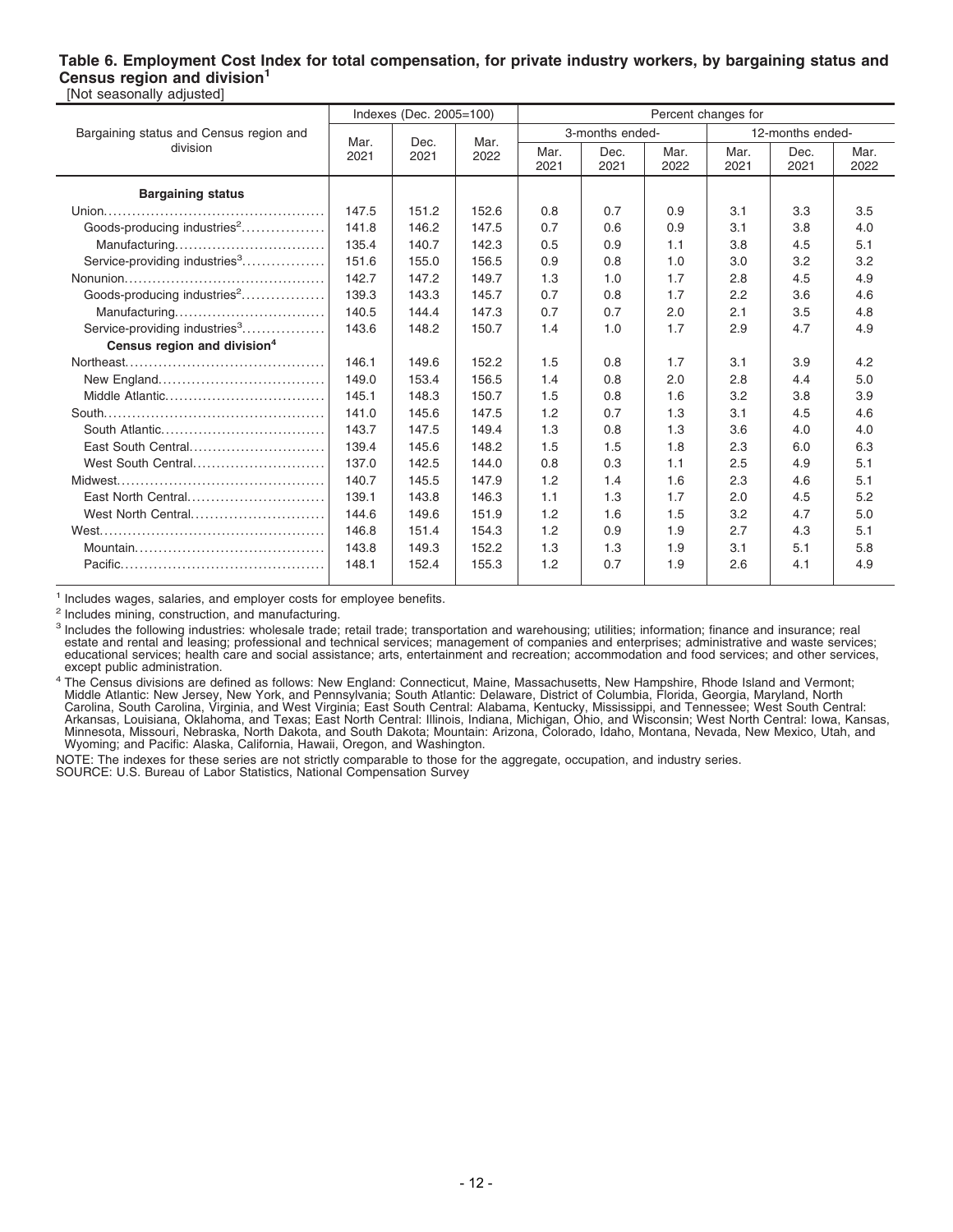**Table 6. Employment Cost Index for total compensation, for private industry workers, by bargaining status and Census region and division[1]**
[Not seasonally adjusted]

| Bargaining status and Census region and division | Indexes (Dec. 2005=100) | | | Percent changes for | | | | | |
|---|---|---|---|---|---|---|---|---|---|
| | | | | 3-months ended- | | | 12-months ended- | | |
| | Mar. 2021 | Dec. 2021 | Mar. 2022 | Mar. 2021 | Dec. 2021 | Mar. 2022 | Mar. 2021 | Dec. 2021 | Mar. 2022 |
| **Bargaining status** | | | | | | | | | |
| Union | 147.5 | 151.2 | 152.6 | 0.8 | 0.7 | 0.9 | 3.1 | 3.3 | 3.5 |
| Goods-producing industries[2] | 141.8 | 146.2 | 147.5 | 0.7 | 0.6 | 0.9 | 3.1 | 3.8 | 4.0 |
| Manufacturing | 135.4 | 140.7 | 142.3 | 0.5 | 0.9 | 1.1 | 3.8 | 4.5 | 5.1 |
| Service-providing industries[3] | 151.6 | 155.0 | 156.5 | 0.9 | 0.8 | 1.0 | 3.0 | 3.2 | 3.2 |
| Nonunion | 142.7 | 147.2 | 149.7 | 1.3 | 1.0 | 1.7 | 2.8 | 4.5 | 4.9 |
| Goods-producing industries[2] | 139.3 | 143.3 | 145.7 | 0.7 | 0.8 | 1.7 | 2.2 | 3.6 | 4.6 |
| Manufacturing | 140.5 | 144.4 | 147.3 | 0.7 | 0.7 | 2.0 | 2.1 | 3.5 | 4.8 |
| Service-providing industries[3] | 143.6 | 148.2 | 150.7 | 1.4 | 1.0 | 1.7 | 2.9 | 4.7 | 4.9 |
| **Census region and division[4]** | | | | | | | | | |
| Northeast | 146.1 | 149.6 | 152.2 | 1.5 | 0.8 | 1.7 | 3.1 | 3.9 | 4.2 |
| New England | 149.0 | 153.4 | 156.5 | 1.4 | 0.8 | 2.0 | 2.8 | 4.4 | 5.0 |
| Middle Atlantic | 145.1 | 148.3 | 150.7 | 1.5 | 0.8 | 1.6 | 3.2 | 3.8 | 3.9 |
| South | 141.0 | 145.6 | 147.5 | 1.2 | 0.7 | 1.3 | 3.1 | 4.5 | 4.6 |
| South Atlantic | 143.7 | 147.5 | 149.4 | 1.3 | 0.8 | 1.3 | 3.6 | 4.0 | 4.0 |
| East South Central | 139.4 | 145.6 | 148.2 | 1.5 | 1.5 | 1.8 | 2.3 | 6.0 | 6.3 |
| West South Central | 137.0 | 142.5 | 144.0 | 0.8 | 0.3 | 1.1 | 2.5 | 4.9 | 5.1 |
| Midwest | 140.7 | 145.5 | 147.9 | 1.2 | 1.4 | 1.6 | 2.3 | 4.6 | 5.1 |
| East North Central | 139.1 | 143.8 | 146.3 | 1.1 | 1.3 | 1.7 | 2.0 | 4.5 | 5.2 |
| West North Central | 144.6 | 149.6 | 151.9 | 1.2 | 1.6 | 1.5 | 3.2 | 4.7 | 5.0 |
| West | 146.8 | 151.4 | 154.3 | 1.2 | 0.9 | 1.9 | 2.7 | 4.3 | 5.1 |
| Mountain | 143.8 | 149.3 | 152.2 | 1.3 | 1.3 | 1.9 | 3.1 | 5.1 | 5.8 |
| Pacific | 148.1 | 152.4 | 155.3 | 1.2 | 0.7 | 1.9 | 2.6 | 4.1 | 4.9 |

[1] Includes wages, salaries, and employer costs for employee benefits.

[2] Includes mining, construction, and manufacturing.

[3] Includes the following industries: wholesale trade; retail trade; transportation and warehousing; utilities; information; finance and insurance; real estate and rental and leasing; professional and technical services; management of companies and enterprises; administrative and waste services; educational services; health care and social assistance; arts, entertainment and recreation; accommodation and food services; and other services, except public administration.

[4] The Census divisions are defined as follows: New England: Connecticut, Maine, Massachusetts, New Hampshire, Rhode Island and Vermont; Middle Atlantic: New Jersey, New York, and Pennsylvania; South Atlantic: Delaware, District of Columbia, Florida, Georgia, Maryland, North Carolina, South Carolina, Virginia, and West Virginia; East South Central: Alabama, Kentucky, Mississippi, and Tennessee; West South Central: Arkansas, Louisiana, Oklahoma, and Texas; East North Central: Illinois, Indiana, Michigan, Ohio, and Wisconsin; West North Central: Iowa, Kansas, Minnesota, Missouri, Nebraska, North Dakota, and South Dakota; Mountain: Arizona, Colorado, Idaho, Montana, Nevada, New Mexico, Utah, and Wyoming; and Pacific: Alaska, California, Hawaii, Oregon, and Washington.

NOTE: The indexes for these series are not strictly comparable to those for the aggregate, occupation, and industry series.
SOURCE: U.S. Bureau of Labor Statistics, National Compensation Survey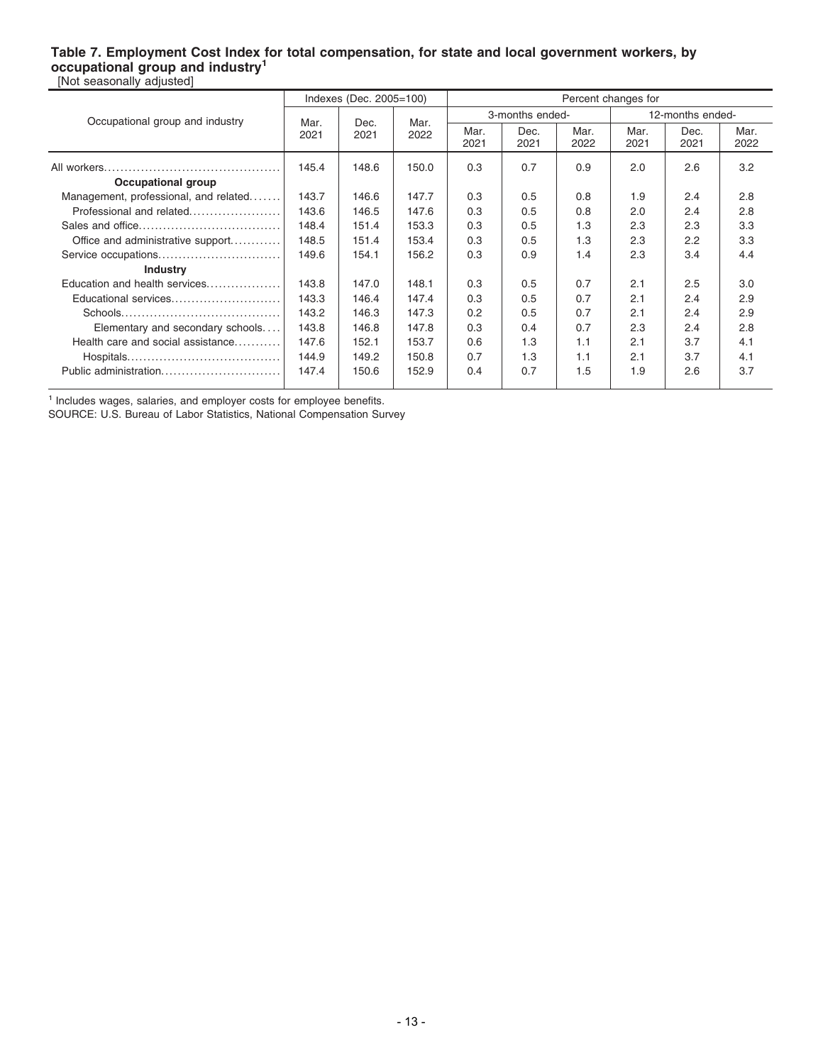**Table 7. Employment Cost Index for total compensation, for state and local government workers, by occupational group and industry[1]**

[Not seasonally adjusted]

| Occupational group and industry | Indexes (Dec. 2005=100) | | | Percent changes for | | | | | |
|---|---|---|---|---|---|---|---|---|---|
| | | | | 3-months ended- | | | 12-months ended- | | |
| | Mar. 2021 | Dec. 2021 | Mar. 2022 | Mar. 2021 | Dec. 2021 | Mar. 2022 | Mar. 2021 | Dec. 2021 | Mar. 2022 |
| All workers | 145.4 | 148.6 | 150.0 | 0.3 | 0.7 | 0.9 | 2.0 | 2.6 | 3.2 |
| **Occupational group** | | | | | | | | | |
| Management, professional, and related | 143.7 | 146.6 | 147.7 | 0.3 | 0.5 | 0.8 | 1.9 | 2.4 | 2.8 |
| Professional and related | 143.6 | 146.5 | 147.6 | 0.3 | 0.5 | 0.8 | 2.0 | 2.4 | 2.8 |
| Sales and office | 148.4 | 151.4 | 153.3 | 0.3 | 0.5 | 1.3 | 2.3 | 2.3 | 3.3 |
| Office and administrative support | 148.5 | 151.4 | 153.4 | 0.3 | 0.5 | 1.3 | 2.3 | 2.2 | 3.3 |
| Service occupations | 149.6 | 154.1 | 156.2 | 0.3 | 0.9 | 1.4 | 2.3 | 3.4 | 4.4 |
| **Industry** | | | | | | | | | |
| Education and health services | 143.8 | 147.0 | 148.1 | 0.3 | 0.5 | 0.7 | 2.1 | 2.5 | 3.0 |
| Educational services | 143.3 | 146.4 | 147.4 | 0.3 | 0.5 | 0.7 | 2.1 | 2.4 | 2.9 |
| Schools | 143.2 | 146.3 | 147.3 | 0.2 | 0.5 | 0.7 | 2.1 | 2.4 | 2.9 |
| Elementary and secondary schools | 143.8 | 146.8 | 147.8 | 0.3 | 0.4 | 0.7 | 2.3 | 2.4 | 2.8 |
| Health care and social assistance | 147.6 | 152.1 | 153.7 | 0.6 | 1.3 | 1.1 | 2.1 | 3.7 | 4.1 |
| Hospitals | 144.9 | 149.2 | 150.8 | 0.7 | 1.3 | 1.1 | 2.1 | 3.7 | 4.1 |
| Public administration | 147.4 | 150.6 | 152.9 | 0.4 | 0.7 | 1.5 | 1.9 | 2.6 | 3.7 |

[1] Includes wages, salaries, and employer costs for employee benefits.

SOURCE: U.S. Bureau of Labor Statistics, National Compensation Survey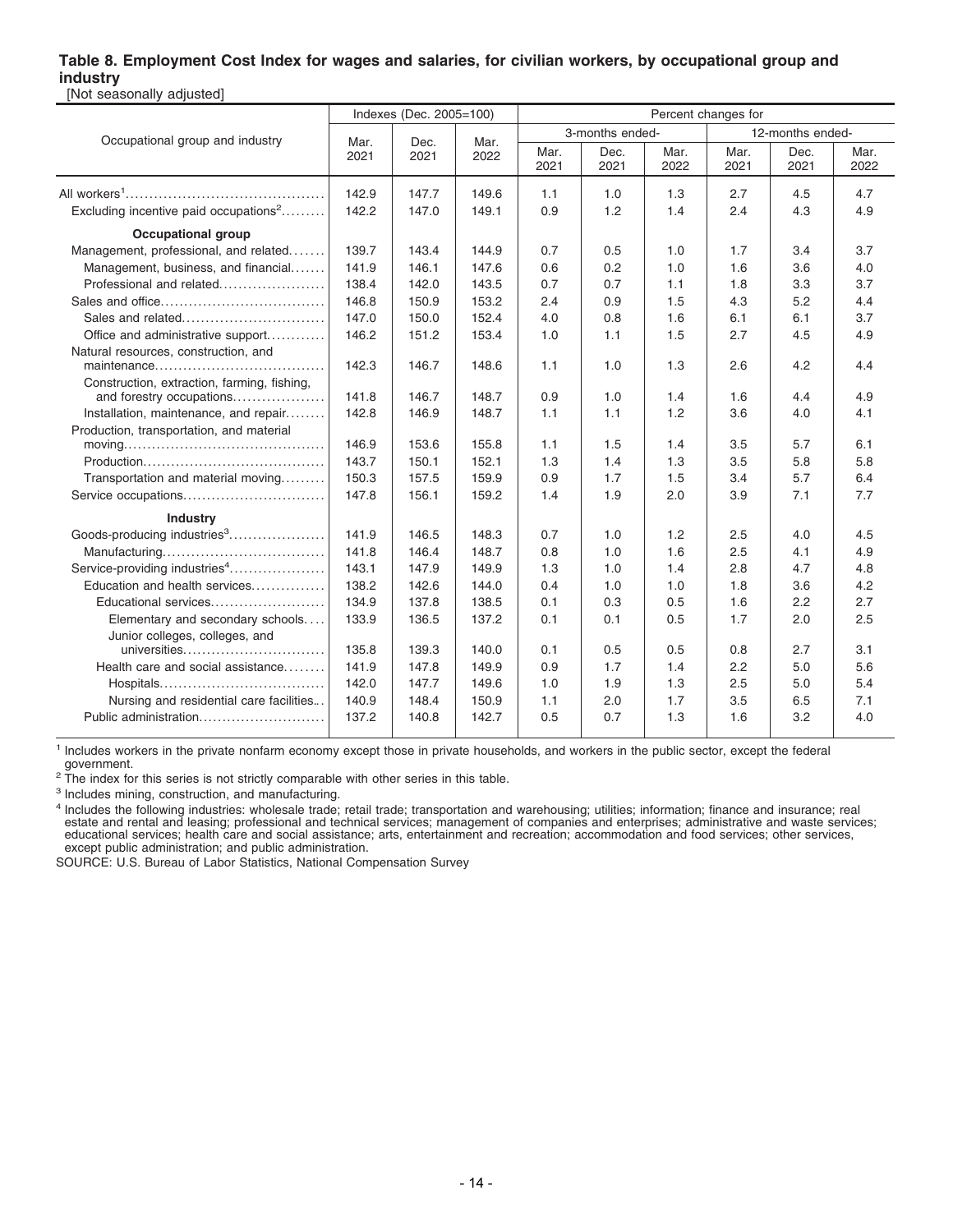**Table 8. Employment Cost Index for wages and salaries, for civilian workers, by occupational group and industry**
[Not seasonally adjusted]

| Occupational group and industry | Indexes (Dec. 2005=100) | | | Percent changes for | | | | | |
|---|---|---|---|---|---|---|---|---|---|
| | | | | 3-months ended- | | | 12-months ended- | | |
| | Mar. 2021 | Dec. 2021 | Mar. 2022 | Mar. 2021 | Dec. 2021 | Mar. 2022 | Mar. 2021 | Dec. 2021 | Mar. 2022 |
| All workers[1] | 142.9 | 147.7 | 149.6 | 1.1 | 1.0 | 1.3 | 2.7 | 4.5 | 4.7 |
| Excluding incentive paid occupations[2] | 142.2 | 147.0 | 149.1 | 0.9 | 1.2 | 1.4 | 2.4 | 4.3 | 4.9 |
| **Occupational group** | | | | | | | | | |
| Management, professional, and related | 139.7 | 143.4 | 144.9 | 0.7 | 0.5 | 1.0 | 1.7 | 3.4 | 3.7 |
| Management, business, and financial | 141.9 | 146.1 | 147.6 | 0.6 | 0.2 | 1.0 | 1.6 | 3.6 | 4.0 |
| Professional and related | 138.4 | 142.0 | 143.5 | 0.7 | 0.7 | 1.1 | 1.8 | 3.3 | 3.7 |
| Sales and office | 146.8 | 150.9 | 153.2 | 2.4 | 0.9 | 1.5 | 4.3 | 5.2 | 4.4 |
| Sales and related | 147.0 | 150.0 | 152.4 | 4.0 | 0.8 | 1.6 | 6.1 | 6.1 | 3.7 |
| Office and administrative support | 146.2 | 151.2 | 153.4 | 1.0 | 1.1 | 1.5 | 2.7 | 4.5 | 4.9 |
| Natural resources, construction, and maintenance | 142.3 | 146.7 | 148.6 | 1.1 | 1.0 | 1.3 | 2.6 | 4.2 | 4.4 |
| Construction, extraction, farming, fishing, and forestry occupations | 141.8 | 146.7 | 148.7 | 0.9 | 1.0 | 1.4 | 1.6 | 4.4 | 4.9 |
| Installation, maintenance, and repair | 142.8 | 146.9 | 148.7 | 1.1 | 1.1 | 1.2 | 3.6 | 4.0 | 4.1 |
| Production, transportation, and material moving | 146.9 | 153.6 | 155.8 | 1.1 | 1.5 | 1.4 | 3.5 | 5.7 | 6.1 |
| Production | 143.7 | 150.1 | 152.1 | 1.3 | 1.4 | 1.3 | 3.5 | 5.8 | 5.8 |
| Transportation and material moving | 150.3 | 157.5 | 159.9 | 0.9 | 1.7 | 1.5 | 3.4 | 5.7 | 6.4 |
| Service occupations | 147.8 | 156.1 | 159.2 | 1.4 | 1.9 | 2.0 | 3.9 | 7.1 | 7.7 |
| **Industry** | | | | | | | | | |
| Goods-producing industries[3] | 141.9 | 146.5 | 148.3 | 0.7 | 1.0 | 1.2 | 2.5 | 4.0 | 4.5 |
| Manufacturing | 141.8 | 146.4 | 148.7 | 0.8 | 1.0 | 1.6 | 2.5 | 4.1 | 4.9 |
| Service-providing industries[4] | 143.1 | 147.9 | 149.9 | 1.3 | 1.0 | 1.4 | 2.8 | 4.7 | 4.8 |
| Education and health services | 138.2 | 142.6 | 144.0 | 0.4 | 1.0 | 1.0 | 1.8 | 3.6 | 4.2 |
| Educational services | 134.9 | 137.8 | 138.5 | 0.1 | 0.3 | 0.5 | 1.6 | 2.2 | 2.7 |
| Elementary and secondary schools | 133.9 | 136.5 | 137.2 | 0.1 | 0.1 | 0.5 | 1.7 | 2.0 | 2.5 |
| Junior colleges, colleges, and universities | 135.8 | 139.3 | 140.0 | 0.1 | 0.5 | 0.5 | 0.8 | 2.7 | 3.1 |
| Health care and social assistance | 141.9 | 147.8 | 149.9 | 0.9 | 1.7 | 1.4 | 2.2 | 5.0 | 5.6 |
| Hospitals | 142.0 | 147.7 | 149.6 | 1.0 | 1.9 | 1.3 | 2.5 | 5.0 | 5.4 |
| Nursing and residential care facilities | 140.9 | 148.4 | 150.9 | 1.1 | 2.0 | 1.7 | 3.5 | 6.5 | 7.1 |
| Public administration | 137.2 | 140.8 | 142.7 | 0.5 | 0.7 | 1.3 | 1.6 | 3.2 | 4.0 |

[1] Includes workers in the private nonfarm economy except those in private households, and workers in the public sector, except the federal government.

[2] The index for this series is not strictly comparable with other series in this table.

[3] Includes mining, construction, and manufacturing.

[4] Includes the following industries: wholesale trade; retail trade; transportation and warehousing; utilities; information; finance and insurance; real estate and rental and leasing; professional and technical services; management of companies and enterprises; administrative and waste services; educational services; health care and social assistance; arts, entertainment and recreation; accommodation and food services; other services, except public administration; and public administration.

SOURCE: U.S. Bureau of Labor Statistics, National Compensation Survey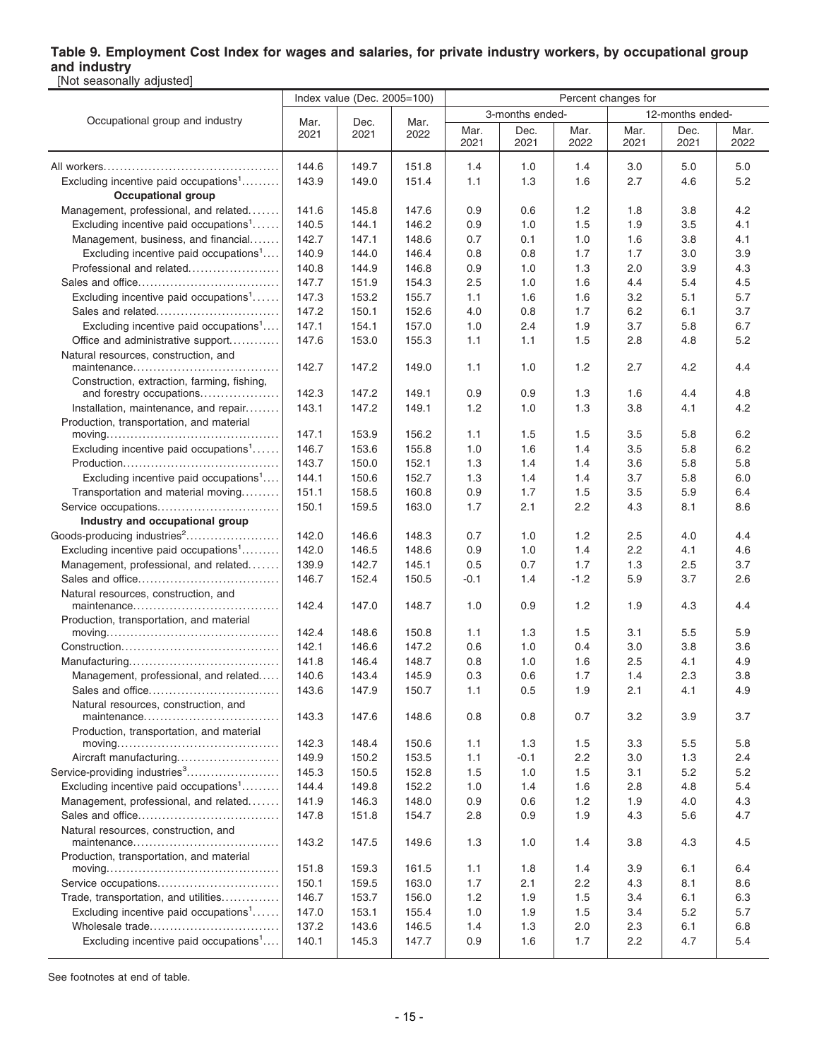**Table 9. Employment Cost Index for wages and salaries, for private industry workers, by occupational group and industry**
[Not seasonally adjusted]

| Occupational group and industry | Index value (Dec. 2005=100) | | | Percent changes for | | | | | |
|---|---|---|---|---|---|---|---|---|---|
| | | | | 3-months ended- | | | 12-months ended- | | |
| | Mar. 2021 | Dec. 2021 | Mar. 2022 | Mar. 2021 | Dec. 2021 | Mar. 2022 | Mar. 2021 | Dec. 2021 | Mar. 2022 |
| All workers | 144.6 | 149.7 | 151.8 | 1.4 | 1.0 | 1.4 | 3.0 | 5.0 | 5.0 |
| Excluding incentive paid occupations[1] | 143.9 | 149.0 | 151.4 | 1.1 | 1.3 | 1.6 | 2.7 | 4.6 | 5.2 |
| **Occupational group** | | | | | | | | | |
| Management, professional, and related | 141.6 | 145.8 | 147.6 | 0.9 | 0.6 | 1.2 | 1.8 | 3.8 | 4.2 |
| Excluding incentive paid occupations[1] | 140.5 | 144.1 | 146.2 | 0.9 | 1.0 | 1.5 | 1.9 | 3.5 | 4.1 |
| Management, business, and financial | 142.7 | 147.1 | 148.6 | 0.7 | 0.1 | 1.0 | 1.6 | 3.8 | 4.1 |
| Excluding incentive paid occupations[1] | 140.9 | 144.0 | 146.4 | 0.8 | 0.8 | 1.7 | 1.7 | 3.0 | 3.9 |
| Professional and related | 140.8 | 144.9 | 146.8 | 0.9 | 1.0 | 1.3 | 2.0 | 3.9 | 4.3 |
| Sales and office | 147.7 | 151.9 | 154.3 | 2.5 | 1.0 | 1.6 | 4.4 | 5.4 | 4.5 |
| Excluding incentive paid occupations[1] | 147.3 | 153.2 | 155.7 | 1.1 | 1.6 | 1.6 | 3.2 | 5.1 | 5.7 |
| Sales and related | 147.2 | 150.1 | 152.6 | 4.0 | 0.8 | 1.7 | 6.2 | 6.1 | 3.7 |
| Excluding incentive paid occupations[1] | 147.1 | 154.1 | 157.0 | 1.0 | 2.4 | 1.9 | 3.7 | 5.8 | 6.7 |
| Office and administrative support | 147.6 | 153.0 | 155.3 | 1.1 | 1.1 | 1.5 | 2.8 | 4.8 | 5.2 |
| Natural resources, construction, and maintenance | 142.7 | 147.2 | 149.0 | 1.1 | 1.0 | 1.2 | 2.7 | 4.2 | 4.4 |
| Construction, extraction, farming, fishing, and forestry occupations | 142.3 | 147.2 | 149.1 | 0.9 | 0.9 | 1.3 | 1.6 | 4.4 | 4.8 |
| Installation, maintenance, and repair | 143.1 | 147.2 | 149.1 | 1.2 | 1.0 | 1.3 | 3.8 | 4.1 | 4.2 |
| Production, transportation, and material moving | 147.1 | 153.9 | 156.2 | 1.1 | 1.5 | 1.5 | 3.5 | 5.8 | 6.2 |
| Excluding incentive paid occupations[1] | 146.7 | 153.6 | 155.8 | 1.0 | 1.6 | 1.4 | 3.5 | 5.8 | 6.2 |
| Production | 143.7 | 150.0 | 152.1 | 1.3 | 1.4 | 1.4 | 3.6 | 5.8 | 5.8 |
| Excluding incentive paid occupations[1] | 144.1 | 150.6 | 152.7 | 1.3 | 1.4 | 1.4 | 3.7 | 5.8 | 6.0 |
| Transportation and material moving | 151.1 | 158.5 | 160.8 | 0.9 | 1.7 | 1.5 | 3.5 | 5.9 | 6.4 |
| Service occupations | 150.1 | 159.5 | 163.0 | 1.7 | 2.1 | 2.2 | 4.3 | 8.1 | 8.6 |
| **Industry and occupational group** | | | | | | | | | |
| Goods-producing industries[2] | 142.0 | 146.6 | 148.3 | 0.7 | 1.0 | 1.2 | 2.5 | 4.0 | 4.4 |
| Excluding incentive paid occupations[1] | 142.0 | 146.5 | 148.6 | 0.9 | 1.0 | 1.4 | 2.2 | 4.1 | 4.6 |
| Management, professional, and related | 139.9 | 142.7 | 145.1 | 0.5 | 0.7 | 1.7 | 1.3 | 2.5 | 3.7 |
| Sales and office | 146.7 | 152.4 | 150.5 | -0.1 | 1.4 | -1.2 | 5.9 | 3.7 | 2.6 |
| Natural resources, construction, and maintenance | 142.4 | 147.0 | 148.7 | 1.0 | 0.9 | 1.2 | 1.9 | 4.3 | 4.4 |
| Production, transportation, and material moving | 142.4 | 148.6 | 150.8 | 1.1 | 1.3 | 1.5 | 3.1 | 5.5 | 5.9 |
| Construction | 142.1 | 146.6 | 147.2 | 0.6 | 1.0 | 0.4 | 3.0 | 3.8 | 3.6 |
| Manufacturing | 141.8 | 146.4 | 148.7 | 0.8 | 1.0 | 1.6 | 2.5 | 4.1 | 4.9 |
| Management, professional, and related | 140.6 | 143.4 | 145.9 | 0.3 | 0.6 | 1.7 | 1.4 | 2.3 | 3.8 |
| Sales and office | 143.6 | 147.9 | 150.7 | 1.1 | 0.5 | 1.9 | 2.1 | 4.1 | 4.9 |
| Natural resources, construction, and maintenance | 143.3 | 147.6 | 148.6 | 0.8 | 0.8 | 0.7 | 3.2 | 3.9 | 3.7 |
| Production, transportation, and material moving | 142.3 | 148.4 | 150.6 | 1.1 | 1.3 | 1.5 | 3.3 | 5.5 | 5.8 |
| Aircraft manufacturing | 149.9 | 150.2 | 153.5 | 1.1 | -0.1 | 2.2 | 3.0 | 1.3 | 2.4 |
| Service-providing industries[3] | 145.3 | 150.5 | 152.8 | 1.5 | 1.0 | 1.5 | 3.1 | 5.2 | 5.2 |
| Excluding incentive paid occupations[1] | 144.4 | 149.8 | 152.2 | 1.0 | 1.4 | 1.6 | 2.8 | 4.8 | 5.4 |
| Management, professional, and related | 141.9 | 146.3 | 148.0 | 0.9 | 0.6 | 1.2 | 1.9 | 4.0 | 4.3 |
| Sales and office | 147.8 | 151.8 | 154.7 | 2.8 | 0.9 | 1.9 | 4.3 | 5.6 | 4.7 |
| Natural resources, construction, and maintenance | 143.2 | 147.5 | 149.6 | 1.3 | 1.0 | 1.4 | 3.8 | 4.3 | 4.5 |
| Production, transportation, and material moving | 151.8 | 159.3 | 161.5 | 1.1 | 1.8 | 1.4 | 3.9 | 6.1 | 6.4 |
| Service occupations | 150.1 | 159.5 | 163.0 | 1.7 | 2.1 | 2.2 | 4.3 | 8.1 | 8.6 |
| Trade, transportation, and utilities | 146.7 | 153.7 | 156.0 | 1.2 | 1.9 | 1.5 | 3.4 | 6.1 | 6.3 |
| Excluding incentive paid occupations[1] | 147.0 | 153.1 | 155.4 | 1.0 | 1.9 | 1.5 | 3.4 | 5.2 | 5.7 |
| Wholesale trade | 137.2 | 143.6 | 146.5 | 1.4 | 1.3 | 2.0 | 2.3 | 6.1 | 6.8 |
| Excluding incentive paid occupations[1] | 140.1 | 145.3 | 147.7 | 0.9 | 1.6 | 1.7 | 2.2 | 4.7 | 5.4 |

See footnotes at end of table.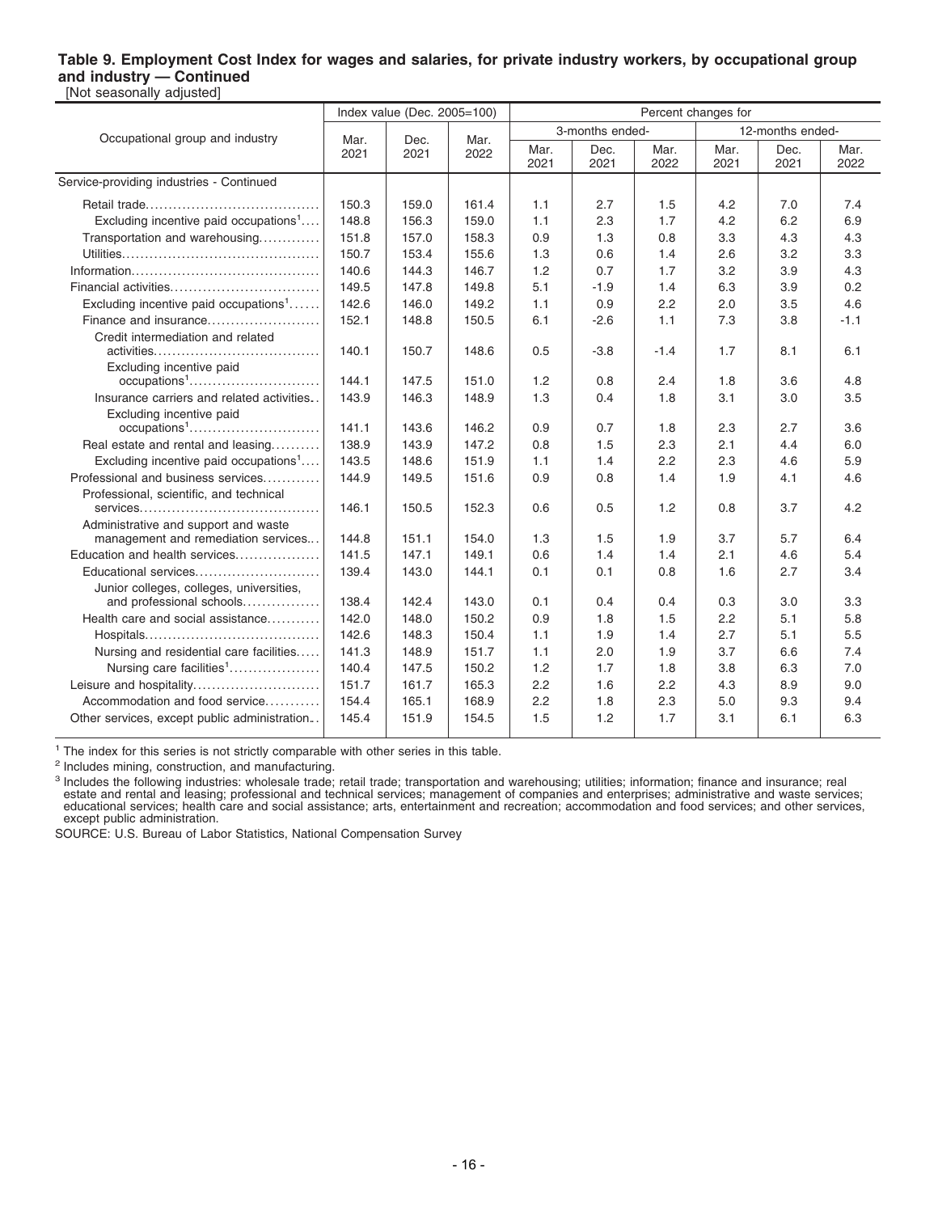### Table 9. Employment Cost Index for wages and salaries, for private industry workers, by occupational group and industry — Continued

[Not seasonally adjusted]

| Occupational group and industry | Index value (Dec. 2005=100) | | | Percent changes for | | | | | |
|---|---|---|---|---|---|---|---|---|---|
| | | | | 3-months ended- | | | 12-months ended- | | |
| | Mar. 2021 | Dec. 2021 | Mar. 2022 | Mar. 2021 | Dec. 2021 | Mar. 2022 | Mar. 2021 | Dec. 2021 | Mar. 2022 |
| Service-providing industries - Continued | | | | | | | | | |
| Retail trade | 150.3 | 159.0 | 161.4 | 1.1 | 2.7 | 1.5 | 4.2 | 7.0 | 7.4 |
| Excluding incentive paid occupations[1] | 148.8 | 156.3 | 159.0 | 1.1 | 2.3 | 1.7 | 4.2 | 6.2 | 6.9 |
| Transportation and warehousing | 151.8 | 157.0 | 158.3 | 0.9 | 1.3 | 0.8 | 3.3 | 4.3 | 4.3 |
| Utilities | 150.7 | 153.4 | 155.6 | 1.3 | 0.6 | 1.4 | 2.6 | 3.2 | 3.3 |
| Information | 140.6 | 144.3 | 146.7 | 1.2 | 0.7 | 1.7 | 3.2 | 3.9 | 4.3 |
| Financial activities | 149.5 | 147.8 | 149.8 | 5.1 | -1.9 | 1.4 | 6.3 | 3.9 | 0.2 |
| Excluding incentive paid occupations[1] | 142.6 | 146.0 | 149.2 | 1.1 | 0.9 | 2.2 | 2.0 | 3.5 | 4.6 |
| Finance and insurance | 152.1 | 148.8 | 150.5 | 6.1 | -2.6 | 1.1 | 7.3 | 3.8 | -1.1 |
| Credit intermediation and related activities | 140.1 | 150.7 | 148.6 | 0.5 | -3.8 | -1.4 | 1.7 | 8.1 | 6.1 |
| Excluding incentive paid occupations[1] | 144.1 | 147.5 | 151.0 | 1.2 | 0.8 | 2.4 | 1.8 | 3.6 | 4.8 |
| Insurance carriers and related activities | 143.9 | 146.3 | 148.9 | 1.3 | 0.4 | 1.8 | 3.1 | 3.0 | 3.5 |
| Excluding incentive paid occupations[1] | 141.1 | 143.6 | 146.2 | 0.9 | 0.7 | 1.8 | 2.3 | 2.7 | 3.6 |
| Real estate and rental and leasing | 138.9 | 143.9 | 147.2 | 0.8 | 1.5 | 2.3 | 2.1 | 4.4 | 6.0 |
| Excluding incentive paid occupations[1] | 143.5 | 148.6 | 151.9 | 1.1 | 1.4 | 2.2 | 2.3 | 4.6 | 5.9 |
| Professional and business services | 144.9 | 149.5 | 151.6 | 0.9 | 0.8 | 1.4 | 1.9 | 4.1 | 4.6 |
| Professional, scientific, and technical services | 146.1 | 150.5 | 152.3 | 0.6 | 0.5 | 1.2 | 0.8 | 3.7 | 4.2 |
| Administrative and support and waste management and remediation services | 144.8 | 151.1 | 154.0 | 1.3 | 1.5 | 1.9 | 3.7 | 5.7 | 6.4 |
| Education and health services | 141.5 | 147.1 | 149.1 | 0.6 | 1.4 | 1.4 | 2.1 | 4.6 | 5.4 |
| Educational services | 139.4 | 143.0 | 144.1 | 0.1 | 0.1 | 0.8 | 1.6 | 2.7 | 3.4 |
| Junior colleges, colleges, universities, and professional schools | 138.4 | 142.4 | 143.0 | 0.1 | 0.4 | 0.4 | 0.3 | 3.0 | 3.3 |
| Health care and social assistance | 142.0 | 148.0 | 150.2 | 0.9 | 1.8 | 1.5 | 2.2 | 5.1 | 5.8 |
| Hospitals | 142.6 | 148.3 | 150.4 | 1.1 | 1.9 | 1.4 | 2.7 | 5.1 | 5.5 |
| Nursing and residential care facilities | 141.3 | 148.9 | 151.7 | 1.1 | 2.0 | 1.9 | 3.7 | 6.6 | 7.4 |
| Nursing care facilities[1] | 140.4 | 147.5 | 150.2 | 1.2 | 1.7 | 1.8 | 3.8 | 6.3 | 7.0 |
| Leisure and hospitality | 151.7 | 161.7 | 165.3 | 2.2 | 1.6 | 2.2 | 4.3 | 8.9 | 9.0 |
| Accommodation and food service | 154.4 | 165.1 | 168.9 | 2.2 | 1.8 | 2.3 | 5.0 | 9.3 | 9.4 |
| Other services, except public administration | 145.4 | 151.9 | 154.5 | 1.5 | 1.2 | 1.7 | 3.1 | 6.1 | 6.3 |

[1] The index for this series is not strictly comparable with other series in this table.

[2] Includes mining, construction, and manufacturing.

[3] Includes the following industries: wholesale trade; retail trade; transportation and warehousing; utilities; information; finance and insurance; real estate and rental and leasing; professional and technical services; management of companies and enterprises; administrative and waste services; educational services; health care and social assistance; arts, entertainment and recreation; accommodation and food services; and other services, except public administration.

SOURCE: U.S. Bureau of Labor Statistics, National Compensation Survey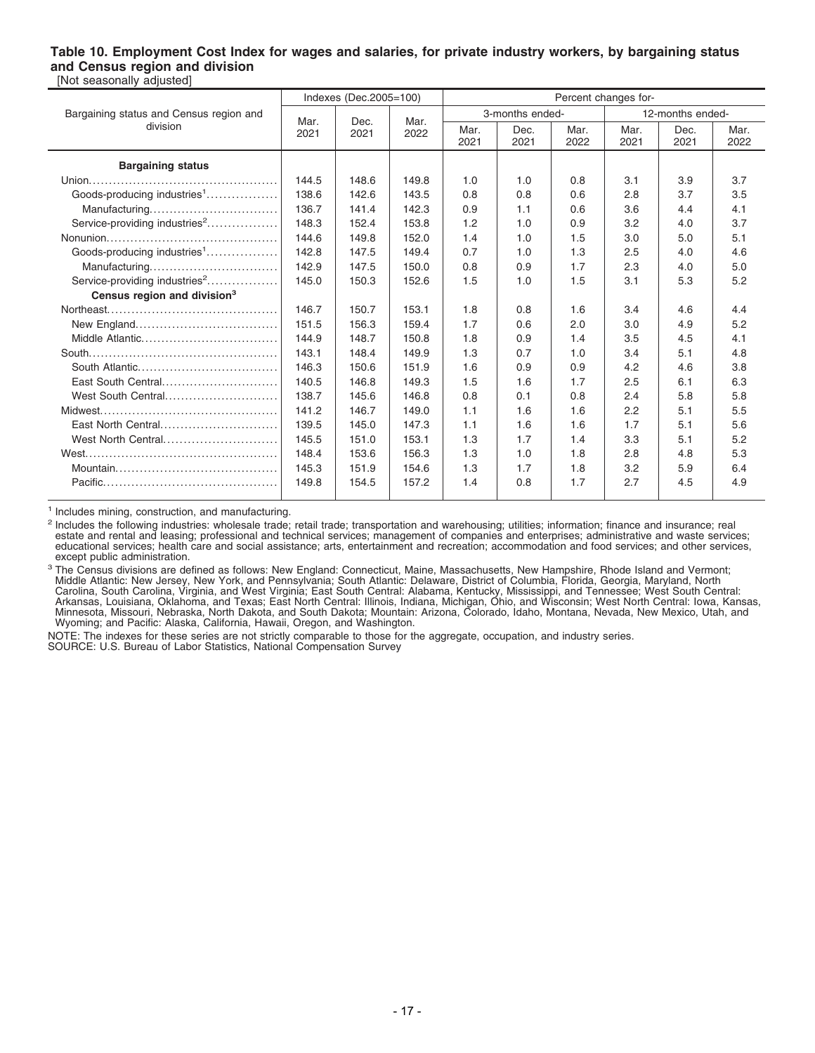**Table 10. Employment Cost Index for wages and salaries, for private industry workers, by bargaining status and Census region and division**

[Not seasonally adjusted]

| Bargaining status and Census region and division | Indexes (Dec.2005=100) | | | Percent changes for- | | | | | |
|---|---|---|---|---|---|---|---|---|---|
| | | | | 3-months ended- | | | 12-months ended- | | |
| | Mar. 2021 | Dec. 2021 | Mar. 2022 | Mar. 2021 | Dec. 2021 | Mar. 2022 | Mar. 2021 | Dec. 2021 | Mar. 2022 |
| **Bargaining status** | | | | | | | | | |
| Union | 144.5 | 148.6 | 149.8 | 1.0 | 1.0 | 0.8 | 3.1 | 3.9 | 3.7 |
| Goods-producing industries[1] | 138.6 | 142.6 | 143.5 | 0.8 | 0.8 | 0.6 | 2.8 | 3.7 | 3.5 |
| Manufacturing | 136.7 | 141.4 | 142.3 | 0.9 | 1.1 | 0.6 | 3.6 | 4.4 | 4.1 |
| Service-providing industries[2] | 148.3 | 152.4 | 153.8 | 1.2 | 1.0 | 0.9 | 3.2 | 4.0 | 3.7 |
| Nonunion | 144.6 | 149.8 | 152.0 | 1.4 | 1.0 | 1.5 | 3.0 | 5.0 | 5.1 |
| Goods-producing industries[1] | 142.8 | 147.5 | 149.4 | 0.7 | 1.0 | 1.3 | 2.5 | 4.0 | 4.6 |
| Manufacturing | 142.9 | 147.5 | 150.0 | 0.8 | 0.9 | 1.7 | 2.3 | 4.0 | 5.0 |
| Service-providing industries[2] | 145.0 | 150.3 | 152.6 | 1.5 | 1.0 | 1.5 | 3.1 | 5.3 | 5.2 |
| **Census region and division[3]** | | | | | | | | | |
| Northeast | 146.7 | 150.7 | 153.1 | 1.8 | 0.8 | 1.6 | 3.4 | 4.6 | 4.4 |
| New England | 151.5 | 156.3 | 159.4 | 1.7 | 0.6 | 2.0 | 3.0 | 4.9 | 5.2 |
| Middle Atlantic | 144.9 | 148.7 | 150.8 | 1.8 | 0.9 | 1.4 | 3.5 | 4.5 | 4.1 |
| South | 143.1 | 148.4 | 149.9 | 1.3 | 0.7 | 1.0 | 3.4 | 5.1 | 4.8 |
| South Atlantic | 146.3 | 150.6 | 151.9 | 1.6 | 0.9 | 0.9 | 4.2 | 4.6 | 3.8 |
| East South Central | 140.5 | 146.8 | 149.3 | 1.5 | 1.6 | 1.7 | 2.5 | 6.1 | 6.3 |
| West South Central | 138.7 | 145.6 | 146.8 | 0.8 | 0.1 | 0.8 | 2.4 | 5.8 | 5.8 |
| Midwest | 141.2 | 146.7 | 149.0 | 1.1 | 1.6 | 1.6 | 2.2 | 5.1 | 5.5 |
| East North Central | 139.5 | 145.0 | 147.3 | 1.1 | 1.6 | 1.6 | 1.7 | 5.1 | 5.6 |
| West North Central | 145.5 | 151.0 | 153.1 | 1.3 | 1.7 | 1.4 | 3.3 | 5.1 | 5.2 |
| West | 148.4 | 153.6 | 156.3 | 1.3 | 1.0 | 1.8 | 2.8 | 4.8 | 5.3 |
| Mountain | 145.3 | 151.9 | 154.6 | 1.3 | 1.7 | 1.8 | 3.2 | 5.9 | 6.4 |
| Pacific | 149.8 | 154.5 | 157.2 | 1.4 | 0.8 | 1.7 | 2.7 | 4.5 | 4.9 |

[1] Includes mining, construction, and manufacturing.

[2] Includes the following industries: wholesale trade; retail trade; transportation and warehousing; utilities; information; finance and insurance; real estate and rental and leasing; professional and technical services; management of companies and enterprises; administrative and waste services; educational services; health care and social assistance; arts, entertainment and recreation; accommodation and food services; and other services, except public administration.

[3] The Census divisions are defined as follows: New England: Connecticut, Maine, Massachusetts, New Hampshire, Rhode Island and Vermont; Middle Atlantic: New Jersey, New York, and Pennsylvania; South Atlantic: Delaware, District of Columbia, Florida, Georgia, Maryland, North Carolina, South Carolina, Virginia, and West Virginia; East South Central: Alabama, Kentucky, Mississippi, and Tennessee; West South Central: Arkansas, Louisiana, Oklahoma, and Texas; East North Central: Illinois, Indiana, Michigan, Ohio, and Wisconsin; West North Central: Iowa, Kansas, Minnesota, Missouri, Nebraska, North Dakota, and South Dakota; Mountain: Arizona, Colorado, Idaho, Montana, Nevada, New Mexico, Utah, and Wyoming; and Pacific: Alaska, California, Hawaii, Oregon, and Washington.

NOTE: The indexes for these series are not strictly comparable to those for the aggregate, occupation, and industry series.

SOURCE: U.S. Bureau of Labor Statistics, National Compensation Survey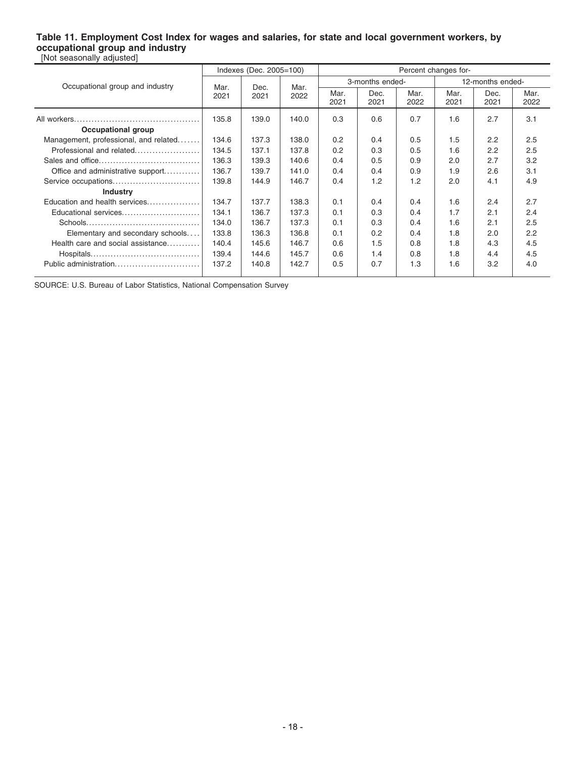### Table 11. Employment Cost Index for wages and salaries, for state and local government workers, by occupational group and industry

[Not seasonally adjusted]

| Occupational group and industry | Indexes (Dec. 2005=100) | | | Percent changes for- | | | | | |
|---|---|---|---|---|---|---|---|---|---|
| | | | | 3-months ended- | | | 12-months ended- | | |
| | Mar. 2021 | Dec. 2021 | Mar. 2022 | Mar. 2021 | Dec. 2021 | Mar. 2022 | Mar. 2021 | Dec. 2021 | Mar. 2022 |
| All workers | 135.8 | 139.0 | 140.0 | 0.3 | 0.6 | 0.7 | 1.6 | 2.7 | 3.1 |
| **Occupational group** | | | | | | | | | |
| Management, professional, and related | 134.6 | 137.3 | 138.0 | 0.2 | 0.4 | 0.5 | 1.5 | 2.2 | 2.5 |
| Professional and related | 134.5 | 137.1 | 137.8 | 0.2 | 0.3 | 0.5 | 1.6 | 2.2 | 2.5 |
| Sales and office | 136.3 | 139.3 | 140.6 | 0.4 | 0.5 | 0.9 | 2.0 | 2.7 | 3.2 |
| Office and administrative support | 136.7 | 139.7 | 141.0 | 0.4 | 0.4 | 0.9 | 1.9 | 2.6 | 3.1 |
| Service occupations | 139.8 | 144.9 | 146.7 | 0.4 | 1.2 | 1.2 | 2.0 | 4.1 | 4.9 |
| **Industry** | | | | | | | | | |
| Education and health services | 134.7 | 137.7 | 138.3 | 0.1 | 0.4 | 0.4 | 1.6 | 2.4 | 2.7 |
| Educational services | 134.1 | 136.7 | 137.3 | 0.1 | 0.3 | 0.4 | 1.7 | 2.1 | 2.4 |
| Schools | 134.0 | 136.7 | 137.3 | 0.1 | 0.3 | 0.4 | 1.6 | 2.1 | 2.5 |
| Elementary and secondary schools | 133.8 | 136.3 | 136.8 | 0.1 | 0.2 | 0.4 | 1.8 | 2.0 | 2.2 |
| Health care and social assistance | 140.4 | 145.6 | 146.7 | 0.6 | 1.5 | 0.8 | 1.8 | 4.3 | 4.5 |
| Hospitals | 139.4 | 144.6 | 145.7 | 0.6 | 1.4 | 0.8 | 1.8 | 4.4 | 4.5 |
| Public administration | 137.2 | 140.8 | 142.7 | 0.5 | 0.7 | 1.3 | 1.6 | 3.2 | 4.0 |

SOURCE: U.S. Bureau of Labor Statistics, National Compensation Survey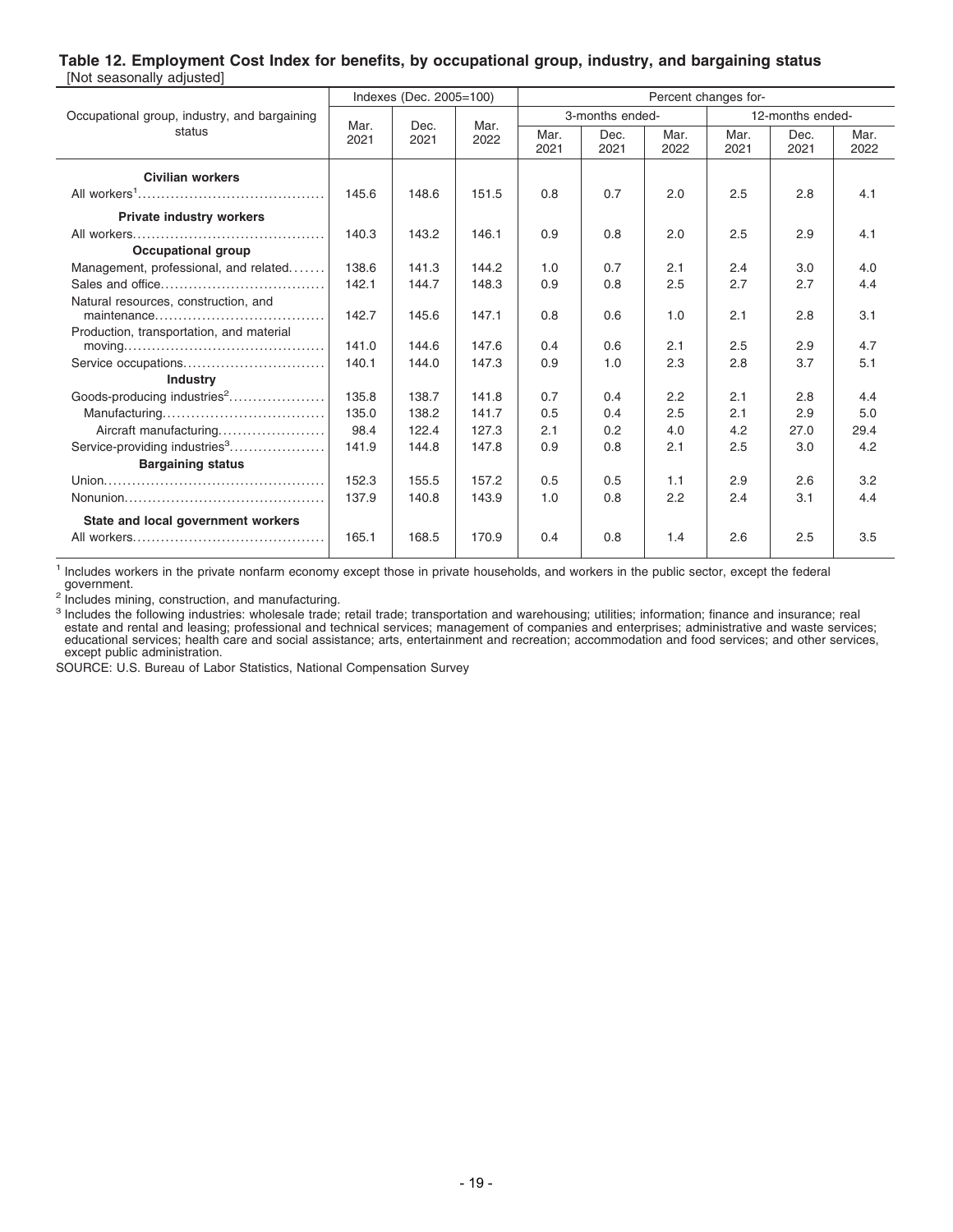**Table 12. Employment Cost Index for benefits, by occupational group, industry, and bargaining status**
[Not seasonally adjusted]

| Occupational group, industry, and bargaining status | Indexes (Dec. 2005=100) | | | Percent changes for- | | | | | |
|---|---|---|---|---|---|---|---|---|---|
| | | | | 3-months ended- | | | 12-months ended- | | |
| | Mar. 2021 | Dec. 2021 | Mar. 2022 | Mar. 2021 | Dec. 2021 | Mar. 2022 | Mar. 2021 | Dec. 2021 | Mar. 2022 |
| **Civilian workers** | | | | | | | | | |
| All workers[1] | 145.6 | 148.6 | 151.5 | 0.8 | 0.7 | 2.0 | 2.5 | 2.8 | 4.1 |
| **Private industry workers** | | | | | | | | | |
| All workers | 140.3 | 143.2 | 146.1 | 0.9 | 0.8 | 2.0 | 2.5 | 2.9 | 4.1 |
| **Occupational group** | | | | | | | | | |
| Management, professional, and related | 138.6 | 141.3 | 144.2 | 1.0 | 0.7 | 2.1 | 2.4 | 3.0 | 4.0 |
| Sales and office | 142.1 | 144.7 | 148.3 | 0.9 | 0.8 | 2.5 | 2.7 | 2.7 | 4.4 |
| Natural resources, construction, and maintenance | 142.7 | 145.6 | 147.1 | 0.8 | 0.6 | 1.0 | 2.1 | 2.8 | 3.1 |
| Production, transportation, and material moving | 141.0 | 144.6 | 147.6 | 0.4 | 0.6 | 2.1 | 2.5 | 2.9 | 4.7 |
| Service occupations | 140.1 | 144.0 | 147.3 | 0.9 | 1.0 | 2.3 | 2.8 | 3.7 | 5.1 |
| **Industry** | | | | | | | | | |
| Goods-producing industries[2] | 135.8 | 138.7 | 141.8 | 0.7 | 0.4 | 2.2 | 2.1 | 2.8 | 4.4 |
| Manufacturing | 135.0 | 138.2 | 141.7 | 0.5 | 0.4 | 2.5 | 2.1 | 2.9 | 5.0 |
| Aircraft manufacturing | 98.4 | 122.4 | 127.3 | 2.1 | 0.2 | 4.0 | 4.2 | 27.0 | 29.4 |
| Service-providing industries[3] | 141.9 | 144.8 | 147.8 | 0.9 | 0.8 | 2.1 | 2.5 | 3.0 | 4.2 |
| **Bargaining status** | | | | | | | | | |
| Union | 152.3 | 155.5 | 157.2 | 0.5 | 0.5 | 1.1 | 2.9 | 2.6 | 3.2 |
| Nonunion | 137.9 | 140.8 | 143.9 | 1.0 | 0.8 | 2.2 | 2.4 | 3.1 | 4.4 |
| **State and local government workers** | | | | | | | | | |
| All workers | 165.1 | 168.5 | 170.9 | 0.4 | 0.8 | 1.4 | 2.6 | 2.5 | 3.5 |

[1] Includes workers in the private nonfarm economy except those in private households, and workers in the public sector, except the federal government.

[2] Includes mining, construction, and manufacturing.

[3] Includes the following industries: wholesale trade; retail trade; transportation and warehousing; utilities; information; finance and insurance; real estate and rental and leasing; professional and technical services; management of companies and enterprises; administrative and waste services; educational services; health care and social assistance; arts, entertainment and recreation; accommodation and food services; and other services, except public administration.

SOURCE: U.S. Bureau of Labor Statistics, National Compensation Survey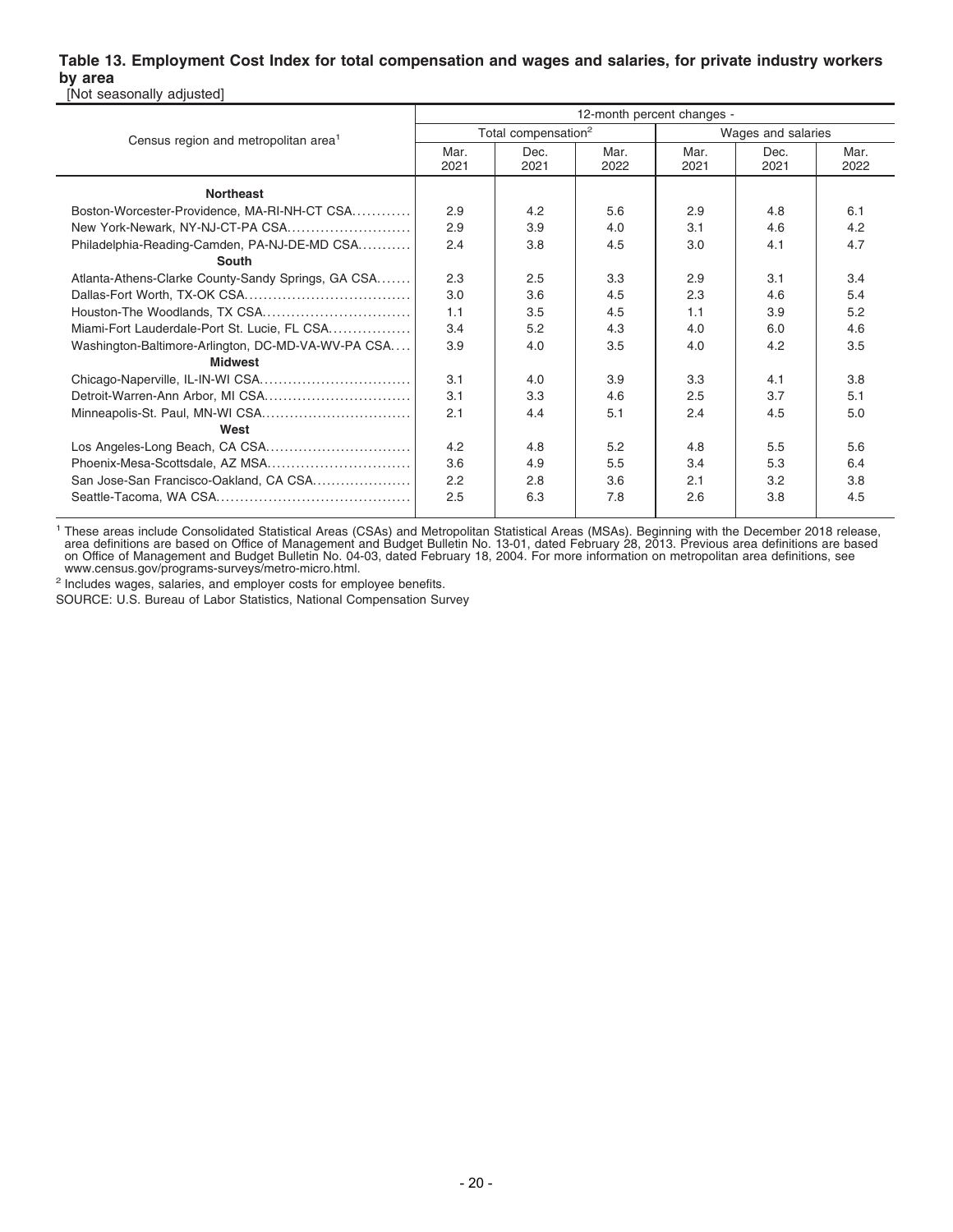**Table 13. Employment Cost Index for total compensation and wages and salaries, for private industry workers by area**

[Not seasonally adjusted]

| Census region and metropolitan area[1] | 12-month percent changes - | | | | | |
|---|---|---|---|---|---|---|
| | Total compensation[2] | | | Wages and salaries | | |
| | Mar. 2021 | Dec. 2021 | Mar. 2022 | Mar. 2021 | Dec. 2021 | Mar. 2022 |
| **Northeast** | | | | | | |
| Boston-Worcester-Providence, MA-RI-NH-CT CSA | 2.9 | 4.2 | 5.6 | 2.9 | 4.8 | 6.1 |
| New York-Newark, NY-NJ-CT-PA CSA | 2.9 | 3.9 | 4.0 | 3.1 | 4.6 | 4.2 |
| Philadelphia-Reading-Camden, PA-NJ-DE-MD CSA | 2.4 | 3.8 | 4.5 | 3.0 | 4.1 | 4.7 |
| **South** | | | | | | |
| Atlanta-Athens-Clarke County-Sandy Springs, GA CSA | 2.3 | 2.5 | 3.3 | 2.9 | 3.1 | 3.4 |
| Dallas-Fort Worth, TX-OK CSA | 3.0 | 3.6 | 4.5 | 2.3 | 4.6 | 5.4 |
| Houston-The Woodlands, TX CSA | 1.1 | 3.5 | 4.5 | 1.1 | 3.9 | 5.2 |
| Miami-Fort Lauderdale-Port St. Lucie, FL CSA | 3.4 | 5.2 | 4.3 | 4.0 | 6.0 | 4.6 |
| Washington-Baltimore-Arlington, DC-MD-VA-WV-PA CSA | 3.9 | 4.0 | 3.5 | 4.0 | 4.2 | 3.5 |
| **Midwest** | | | | | | |
| Chicago-Naperville, IL-IN-WI CSA | 3.1 | 4.0 | 3.9 | 3.3 | 4.1 | 3.8 |
| Detroit-Warren-Ann Arbor, MI CSA | 3.1 | 3.3 | 4.6 | 2.5 | 3.7 | 5.1 |
| Minneapolis-St. Paul, MN-WI CSA | 2.1 | 4.4 | 5.1 | 2.4 | 4.5 | 5.0 |
| **West** | | | | | | |
| Los Angeles-Long Beach, CA CSA | 4.2 | 4.8 | 5.2 | 4.8 | 5.5 | 5.6 |
| Phoenix-Mesa-Scottsdale, AZ MSA | 3.6 | 4.9 | 5.5 | 3.4 | 5.3 | 6.4 |
| San Jose-San Francisco-Oakland, CA CSA | 2.2 | 2.8 | 3.6 | 2.1 | 3.2 | 3.8 |
| Seattle-Tacoma, WA CSA | 2.5 | 6.3 | 7.8 | 2.6 | 3.8 | 4.5 |

[1] These areas include Consolidated Statistical Areas (CSAs) and Metropolitan Statistical Areas (MSAs). Beginning with the December 2018 release, area definitions are based on Office of Management and Budget Bulletin No. 13-01, dated February 28, 2013. Previous area definitions are based on Office of Management and Budget Bulletin No. 04-03, dated February 18, 2004. For more information on metropolitan area definitions, see www.census.gov/programs-surveys/metro-micro.html.

[2] Includes wages, salaries, and employer costs for employee benefits.

SOURCE: U.S. Bureau of Labor Statistics, National Compensation Survey